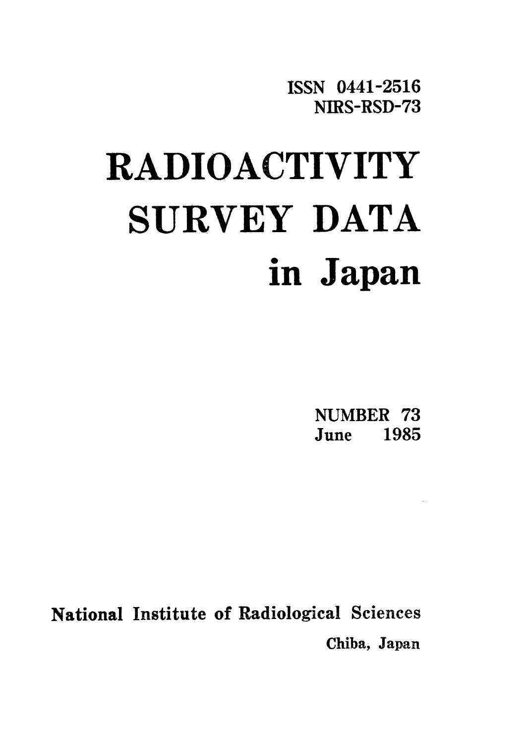ISSN 0441-2516
NIRS-RSD-73

# RADIOACTIVITY SURVEY DATA in Japan

NUMBER 73
June 1985

National Institute of Radiological Sciences
Chiba, Japan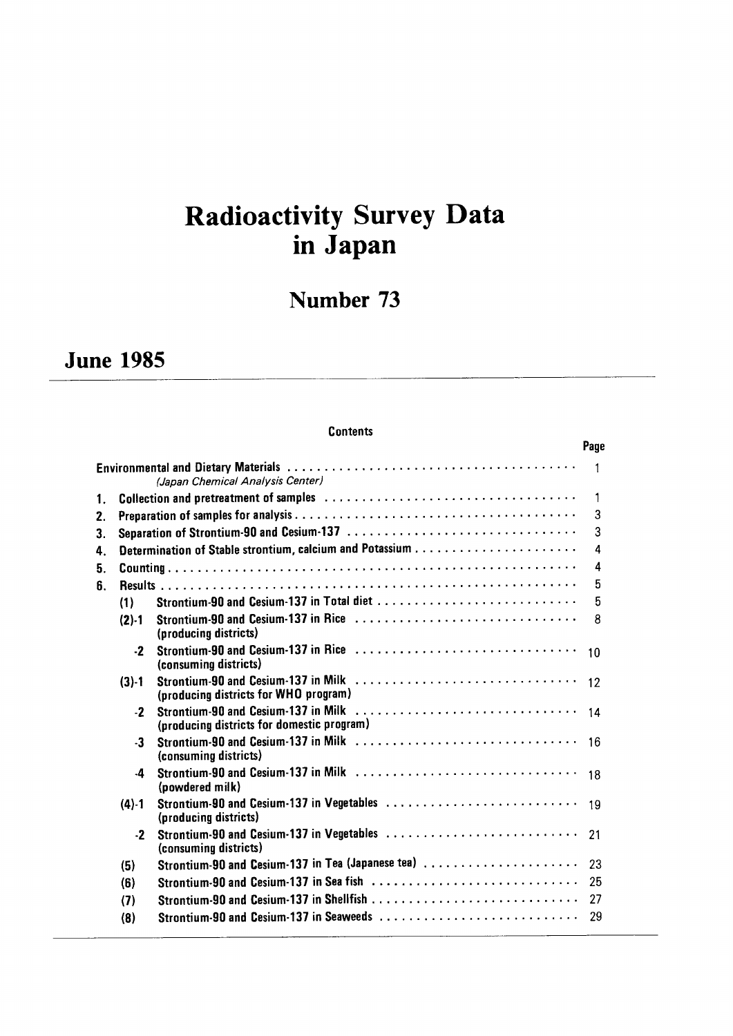# Radioactivity Survey Data in Japan

## Number 73

## June 1985

**Contents**

| | | | Page |
|---|---|---|---|
| Environmental and Dietary Materials *(Japan Chemical Analysis Center)* | | | 1 |
| 1. | Collection and pretreatment of samples | | 1 |
| 2. | Preparation of samples for analysis | | 3 |
| 3. | Separation of Strontium-90 and Cesium-137 | | 3 |
| 4. | Determination of Stable strontium, calcium and Potassium | | 4 |
| 5. | Counting | | 4 |
| 6. | Results | | 5 |
| | (1) | Strontium-90 and Cesium-137 in Total diet | 5 |
| | (2)-1 | Strontium-90 and Cesium-137 in Rice (producing districts) | 8 |
| | -2 | Strontium-90 and Cesium-137 in Rice (consuming districts) | 10 |
| | (3)-1 | Strontium-90 and Cesium-137 in Milk (producing districts for WHO program) | 12 |
| | -2 | Strontium-90 and Cesium-137 in Milk (producing districts for domestic program) | 14 |
| | -3 | Strontium-90 and Cesium-137 in Milk (consuming districts) | 16 |
| | -4 | Strontium-90 and Cesium-137 in Milk (powdered milk) | 18 |
| | (4)-1 | Strontium-90 and Cesium-137 in Vegetables (producing districts) | 19 |
| | -2 | Strontium-90 and Cesium-137 in Vegetables (consuming districts) | 21 |
| | (5) | Strontium-90 and Cesium-137 in Tea (Japanese tea) | 23 |
| | (6) | Strontium-90 and Cesium-137 in Sea fish | 25 |
| | (7) | Strontium-90 and Cesium-137 in Shellfish | 27 |
| | (8) | Strontium-90 and Cesium-137 in Seaweeds | 29 |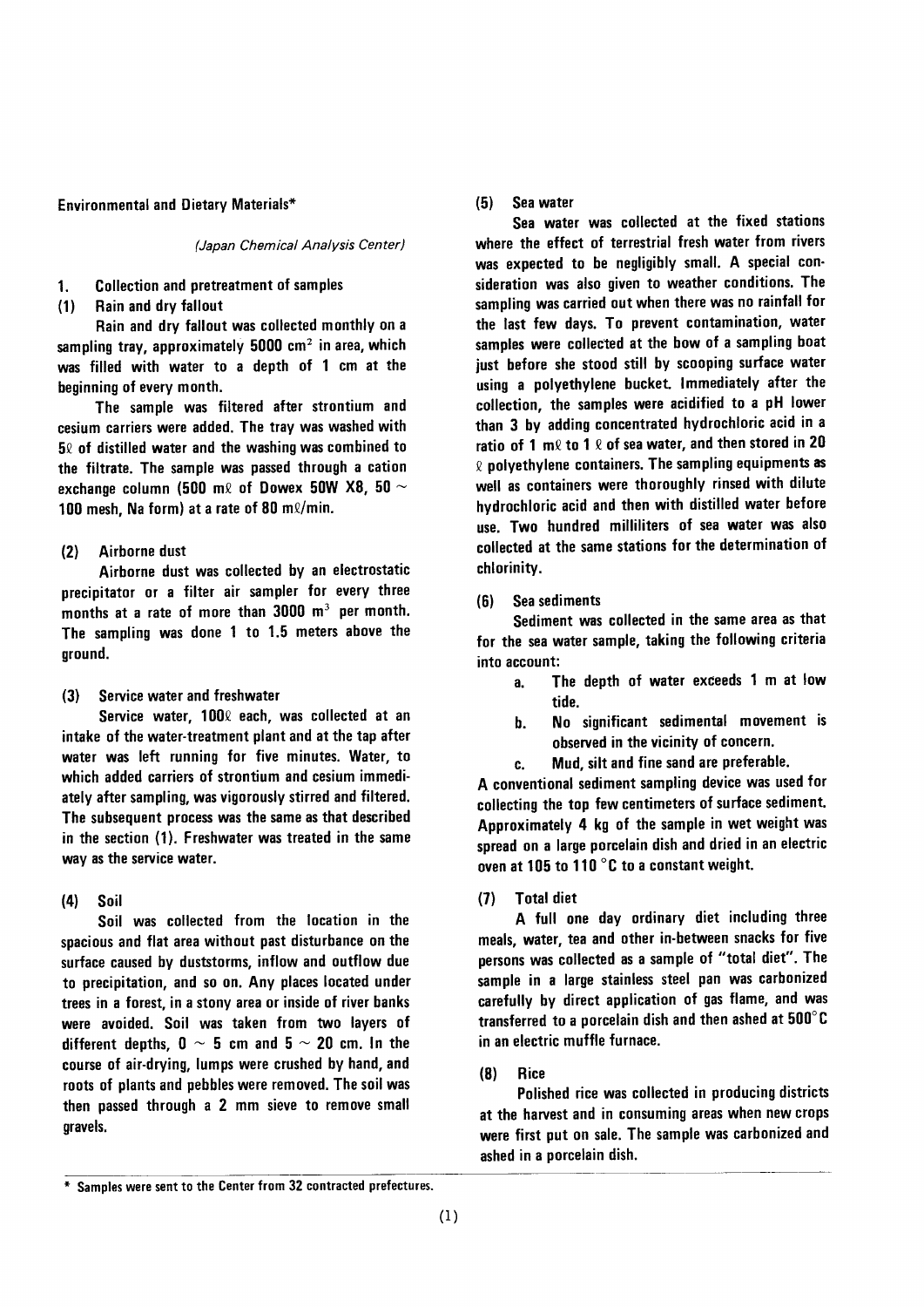## Environmental and Dietary Materials*

*(Japan Chemical Analysis Center)*

### 1. Collection and pretreatment of samples

#### (1) Rain and dry fallout

Rain and dry fallout was collected monthly on a sampling tray, approximately 5000 $cm^2$ in area, which was filled with water to a depth of 1 cm at the beginning of every month.

The sample was filtered after strontium and cesium carriers were added. The tray was washed with 5ℓ of distilled water and the washing was combined to the filtrate. The sample was passed through a cation exchange column (500 mℓ of Dowex 50W X8, 50 ~ 100 mesh, Na form) at a rate of 80 mℓ/min.

#### (2) Airborne dust

Airborne dust was collected by an electrostatic precipitator or a filter air sampler for every three months at a rate of more than 3000 $m^3$ per month. The sampling was done 1 to 1.5 meters above the ground.

#### (3) Service water and freshwater

Service water, 100ℓ each, was collected at an intake of the water-treatment plant and at the tap after water was left running for five minutes. Water, to which added carriers of strontium and cesium immediately after sampling, was vigorously stirred and filtered. The subsequent process was the same as that described in the section (1). Freshwater was treated in the same way as the service water.

#### (4) Soil

Soil was collected from the location in the spacious and flat area without past disturbance on the surface caused by duststorms, inflow and outflow due to precipitation, and so on. Any places located under trees in a forest, in a stony area or inside of river banks were avoided. Soil was taken from two layers of different depths, 0 ~ 5 cm and 5 ~ 20 cm. In the course of air-drying, lumps were crushed by hand, and roots of plants and pebbles were removed. The soil was then passed through a 2 mm sieve to remove small gravels.

#### (5) Sea water

Sea water was collected at the fixed stations where the effect of terrestrial fresh water from rivers was expected to be negligibly small. A special consideration was also given to weather conditions. The sampling was carried out when there was no rainfall for the last few days. To prevent contamination, water samples were collected at the bow of a sampling boat just before she stood still by scooping surface water using a polyethylene bucket. Immediately after the collection, the samples were acidified to a pH lower than 3 by adding concentrated hydrochloric acid in a ratio of 1 mℓ to 1 ℓ of sea water, and then stored in 20 ℓ polyethylene containers. The sampling equipments as well as containers were thoroughly rinsed with dilute hydrochloric acid and then with distilled water before use. Two hundred milliliters of sea water was also collected at the same stations for the determination of chlorinity.

#### (6) Sea sediments

Sediment was collected in the same area as that for the sea water sample, taking the following criteria into account:

a. The depth of water exceeds 1 m at low tide.
b. No significant sedimental movement is observed in the vicinity of concern.
c. Mud, silt and fine sand are preferable.

A conventional sediment sampling device was used for collecting the top few centimeters of surface sediment. Approximately 4 kg of the sample in wet weight was spread on a large porcelain dish and dried in an electric oven at 105 to 110 °C to a constant weight.

#### (7) Total diet

A full one day ordinary diet including three meals, water, tea and other in-between snacks for five persons was collected as a sample of "total diet". The sample in a large stainless steel pan was carbonized carefully by direct application of gas flame, and was transferred to a porcelain dish and then ashed at 500°C in an electric muffle furnace.

#### (8) Rice

Polished rice was collected in producing districts at the harvest and in consuming areas when new crops were first put on sale. The sample was carbonized and ashed in a porcelain dish.

---

\* Samples were sent to the Center from 32 contracted prefectures.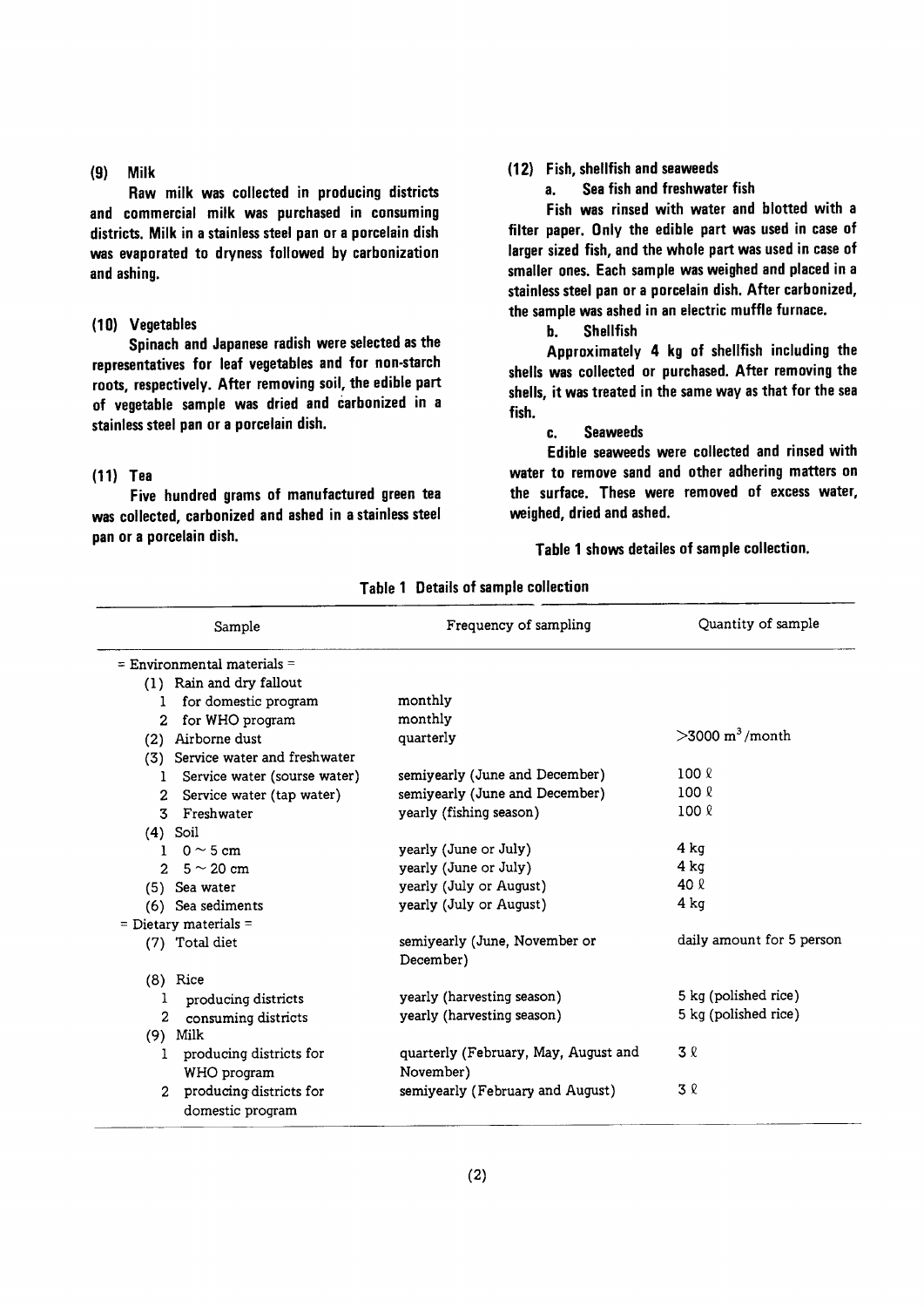### (9) Milk

Raw milk was collected in producing districts and commercial milk was purchased in consuming districts. Milk in a stainless steel pan or a porcelain dish was evaporated to dryness followed by carbonization and ashing.

### (10) Vegetables

Spinach and Japanese radish were selected as the representatives for leaf vegetables and for non-starch roots, respectively. After removing soil, the edible part of vegetable sample was dried and carbonized in a stainless steel pan or a porcelain dish.

### (11) Tea

Five hundred grams of manufactured green tea was collected, carbonized and ashed in a stainless steel pan or a porcelain dish.

### (12) Fish, shellfish and seaweeds

**a. Sea fish and freshwater fish**

Fish was rinsed with water and blotted with a filter paper. Only the edible part was used in case of larger sized fish, and the whole part was used in case of smaller ones. Each sample was weighed and placed in a stainless steel pan or a porcelain dish. After carbonized, the sample was ashed in an electric muffle furnace.

**b. Shellfish**

Approximately 4 kg of shellfish including the shells was collected or purchased. After removing the shells, it was treated in the same way as that for the sea fish.

**c. Seaweeds**

Edible seaweeds were collected and rinsed with water to remove sand and other adhering matters on the surface. These were removed of excess water, weighed, dried and ashed.

Table 1 shows detailes of sample collection.

**Table 1 Details of sample collection**

| Sample | Frequency of sampling | Quantity of sample |
|---|---|---|
| = Environmental materials = | | |
| (1) Rain and dry fallout | | |
| 1 for domestic program | monthly | |
| 2 for WHO program | monthly | |
| (2) Airborne dust | quarterly | >3000 $m^3$/month |
| (3) Service water and freshwater | | |
| 1 Service water (sourse water) | semiyearly (June and December) | 100 ℓ |
| 2 Service water (tap water) | semiyearly (June and December) | 100 ℓ |
| 3 Freshwater | yearly (fishing season) | 100 ℓ |
| (4) Soil | | |
| 1 0 ~ 5 cm | yearly (June or July) | 4 kg |
| 2 5 ~ 20 cm | yearly (June or July) | 4 kg |
| (5) Sea water | yearly (July or August) | 40 ℓ |
| (6) Sea sediments | yearly (July or August) | 4 kg |
| = Dietary materials = | | |
| (7) Total diet | semiyearly (June, November or December) | daily amount for 5 person |
| (8) Rice | | |
| 1 producing districts | yearly (harvesting season) | 5 kg (polished rice) |
| 2 consuming districts | yearly (harvesting season) | 5 kg (polished rice) |
| (9) Milk | | |
| 1 producing districts for WHO program | quarterly (February, May, August and November) | 3 ℓ |
| 2 producing districts for domestic program | semiyearly (February and August) | 3 ℓ |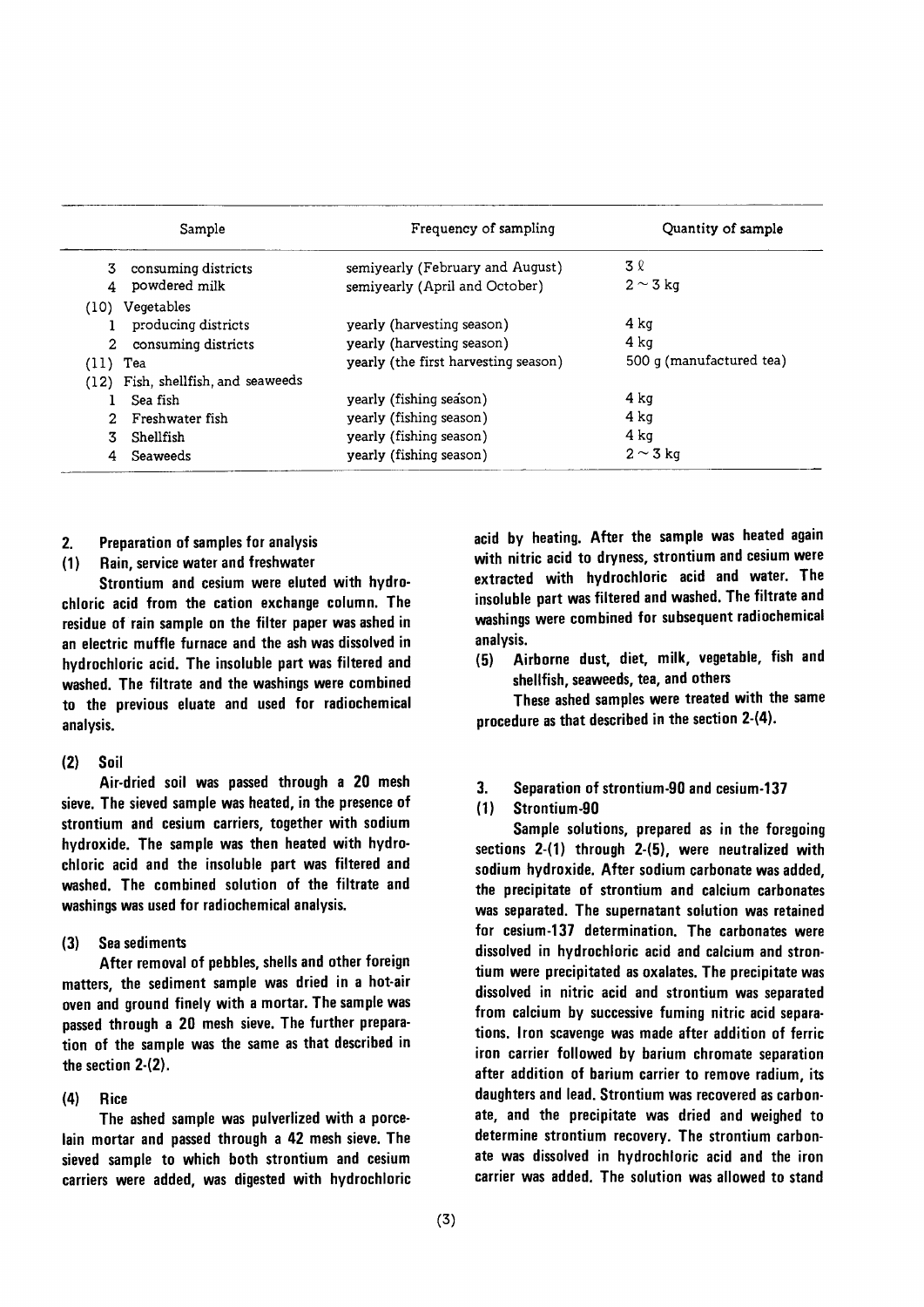| Sample | Frequency of sampling | Quantity of sample |
|---|---|---|
| 3 consuming districts | semiyearly (February and August) | 3 ℓ |
| 4 powdered milk | semiyearly (April and October) | 2 ~ 3 kg |
| (10) Vegetables | | |
| 1 producing districts | yearly (harvesting season) | 4 kg |
| 2 consuming districts | yearly (harvesting season) | 4 kg |
| (11) Tea | yearly (the first harvesting season) | 500 g (manufactured tea) |
| (12) Fish, shellfish, and seaweeds | | |
| 1 Sea fish | yearly (fishing season) | 4 kg |
| 2 Freshwater fish | yearly (fishing season) | 4 kg |
| 3 Shellfish | yearly (fishing season) | 4 kg |
| 4 Seaweeds | yearly (fishing season) | 2 ~ 3 kg |

## 2. Preparation of samples for analysis

### (1) Rain, service water and freshwater

Strontium and cesium were eluted with hydrochloric acid from the cation exchange column. The residue of rain sample on the filter paper was ashed in an electric muffle furnace and the ash was dissolved in hydrochloric acid. The insoluble part was filtered and washed. The filtrate and the washings were combined to the previous eluate and used for radiochemical analysis.

### (2) Soil

Air-dried soil was passed through a 20 mesh sieve. The sieved sample was heated, in the presence of strontium and cesium carriers, together with sodium hydroxide. The sample was then heated with hydrochloric acid and the insoluble part was filtered and washed. The combined solution of the filtrate and washings was used for radiochemical analysis.

### (3) Sea sediments

After removal of pebbles, shells and other foreign matters, the sediment sample was dried in a hot-air oven and ground finely with a mortar. The sample was passed through a 20 mesh sieve. The further preparation of the sample was the same as that described in the section 2-(2).

### (4) Rice

The ashed sample was pulverized with a porcelain mortar and passed through a 42 mesh sieve. The sieved sample to which both strontium and cesium carriers were added, was digested with hydrochloric acid by heating. After the sample was heated again with nitric acid to dryness, strontium and cesium were extracted with hydrochloric acid and water. The insoluble part was filtered and washed. The filtrate and washings were combined for subsequent radiochemical analysis.

### (5) Airborne dust, diet, milk, vegetable, fish and shellfish, seaweeds, tea, and others

These ashed samples were treated with the same procedure as that described in the section 2-(4).

## 3. Separation of strontium-90 and cesium-137

### (1) Strontium-90

Sample solutions, prepared as in the foregoing sections 2-(1) through 2-(5), were neutralized with sodium hydroxide. After sodium carbonate was added, the precipitate of strontium and calcium carbonates was separated. The supernatant solution was retained for cesium-137 determination. The carbonates were dissolved in hydrochloric acid and calcium and strontium were precipitated as oxalates. The precipitate was dissolved in nitric acid and strontium was separated from calcium by successive fuming nitric acid separations. Iron scavenge was made after addition of ferric iron carrier followed by barium chromate separation after addition of barium carrier to remove radium, its daughters and lead. Strontium was recovered as carbonate, and the precipitate was dried and weighed to determine strontium recovery. The strontium carbonate was dissolved in hydrochloric acid and the iron carrier was added. The solution was allowed to stand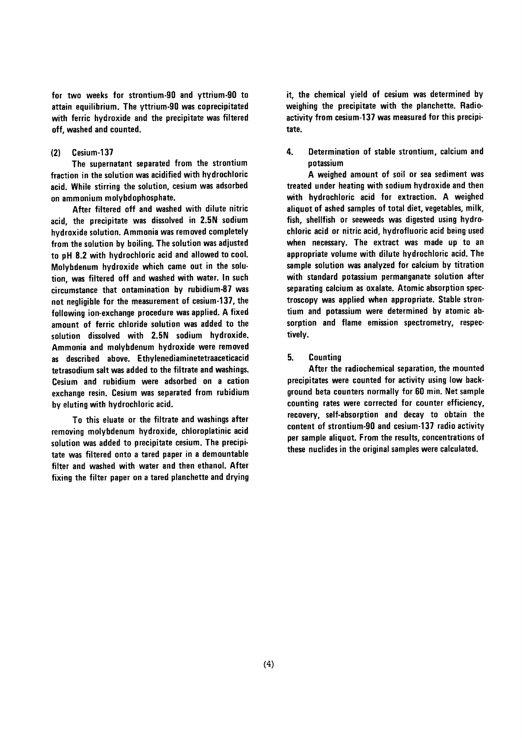for two weeks for strontium-90 and yttrium-90 to attain equilibrium. The yttrium-90 was coprecipitated with ferric hydroxide and the precipitate was filtered off, washed and counted.

### (2) Cesium-137

The supernatant separated from the strontium fraction in the solution was acidified with hydrochloric acid. While stirring the solution, cesium was adsorbed on ammonium molybdophosphate.

After filtered off and washed with dilute nitric acid, the precipitate was dissolved in 2.5N sodium hydroxide solution. Ammonia was removed completely from the solution by boiling. The solution was adjusted to pH 8.2 with hydrochloric acid and allowed to cool. Molybdenum hydroxide which came out in the solution, was filtered off and washed with water. In such circumstance that ontamination by rubidium-87 was not negligible for the measurement of cesium-137, the following ion-exchange procedure was applied. A fixed amount of ferric chloride solution was added to the solution dissolved with 2.5N sodium hydroxide. Ammonia and molybdenum hydroxide were removed as described above. Ethylenediaminetetraaceticacid tetrasodium salt was added to the filtrate and washings. Cesium and rubidium were adsorbed on a cation exchange resin. Cesium was separated from rubidium by eluting with hydrochloric acid.

To this eluate or the filtrate and washings after removing molybdenum hydroxide, chloroplatinic acid solution was added to precipitate cesium. The precipitate was filtered onto a tared paper in a demountable filter and washed with water and then ethanol. After fixing the filter paper on a tared planchette and drying it, the chemical yield of cesium was determined by weighing the precipitate with the planchette. Radioactivity from cesium-137 was measured for this precipitate.

## 4. Determination of stable strontium, calcium and potassium

A weighed amount of soil or sea sediment was treated under heating with sodium hydroxide and then with hydrochloric acid for extraction. A weighed aliquot of ashed samples of total diet, vegetables, milk, fish, shellfish or seeweeds was digested using hydrochloric acid or nitric acid, hydrofluoric acid being used when necessary. The extract was made up to an appropriate volume with dilute hydrochloric acid. The sample solution was analyzed for calcium by titration with standard potassium permanganate solution after separating calcium as oxalate. Atomic absorption spectroscopy was applied when appropriate. Stable strontium and potassium were determined by atomic absorption and flame emission spectrometry, respectively.

## 5. Counting

After the radiochemical separation, the mounted precipitates were counted for activity using low background beta counters normally for 60 min. Net sample counting rates were corrected for counter efficiency, recovery, self-absorption and decay to obtain the content of strontium-90 and cesium-137 radio activity per sample aliquot. From the results, concentrations of these nuclides in the original samples were calculated.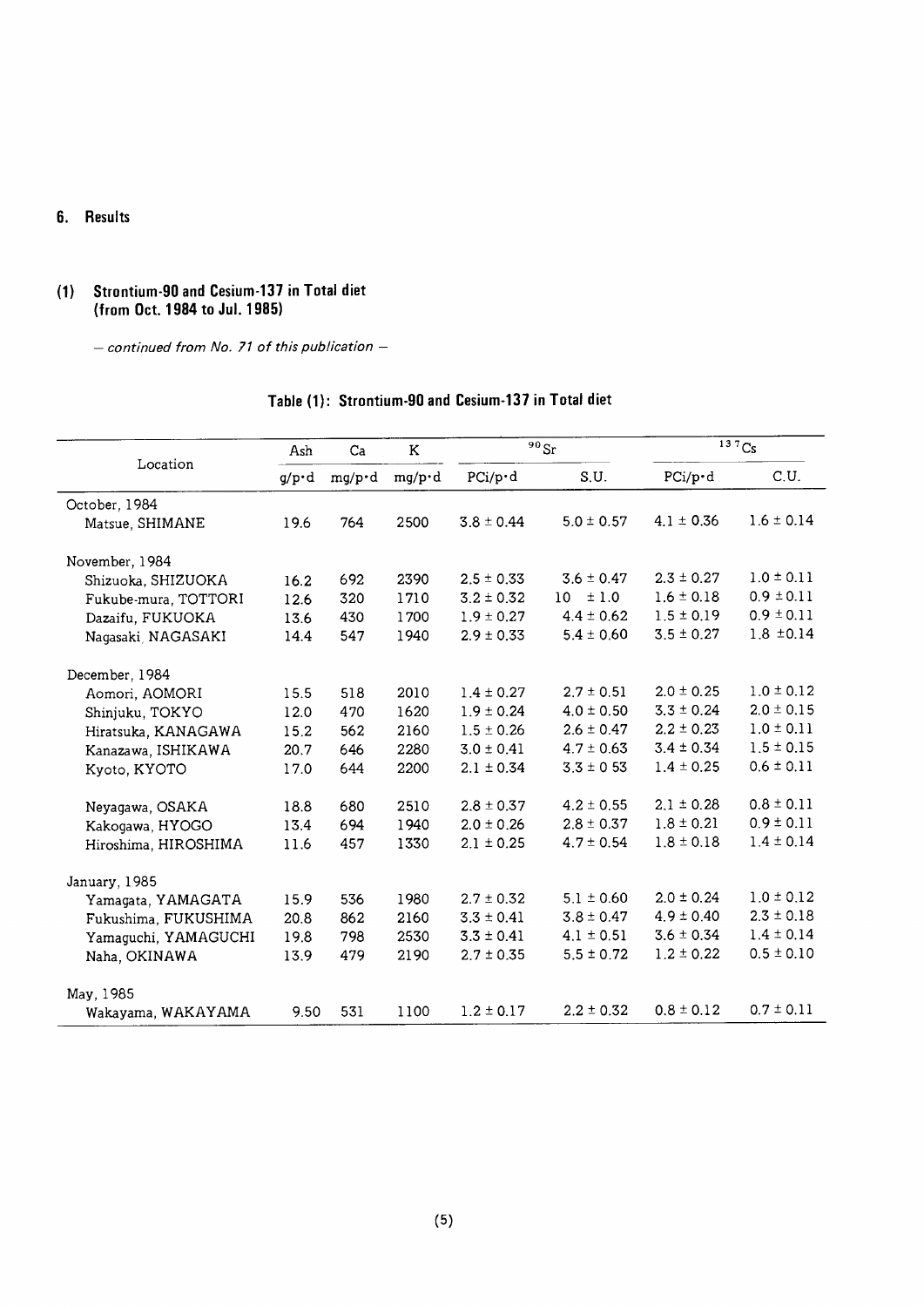## 6. Results

### (1) Strontium-90 and Cesium-137 in Total diet (from Oct. 1984 to Jul. 1985)

*– continued from No. 71 of this publication –*

**Table (1): Strontium-90 and Cesium-137 in Total diet**

| Location | Ash | Ca | K | $^{90}Sr$ | | $^{137}Cs$ | |
|---|---|---|---|---|---|---|---|
| | g/p·d | mg/p·d | mg/p·d | PCi/p·d | S.U. | PCi/p·d | C.U. |
| October, 1984 | | | | | | | |
| Matsue, SHIMANE | 19.6 | 764 | 2500 | 3.8 ± 0.44 | 5.0 ± 0.57 | 4.1 ± 0.36 | 1.6 ± 0.14 |
| November, 1984 | | | | | | | |
| Shizuoka, SHIZUOKA | 16.2 | 692 | 2390 | 2.5 ± 0.33 | 3.6 ± 0.47 | 2.3 ± 0.27 | 1.0 ± 0.11 |
| Fukube-mura, TOTTORI | 12.6 | 320 | 1710 | 3.2 ± 0.32 | 10 ± 1.0 | 1.6 ± 0.18 | 0.9 ± 0.11 |
| Dazaifu, FUKUOKA | 13.6 | 430 | 1700 | 1.9 ± 0.27 | 4.4 ± 0.62 | 1.5 ± 0.19 | 0.9 ± 0.11 |
| Nagasaki, NAGASAKI | 14.4 | 547 | 1940 | 2.9 ± 0.33 | 5.4 ± 0.60 | 3.5 ± 0.27 | 1.8 ± 0.14 |
| December, 1984 | | | | | | | |
| Aomori, AOMORI | 15.5 | 518 | 2010 | 1.4 ± 0.27 | 2.7 ± 0.51 | 2.0 ± 0.25 | 1.0 ± 0.12 |
| Shinjuku, TOKYO | 12.0 | 470 | 1620 | 1.9 ± 0.24 | 4.0 ± 0.50 | 3.3 ± 0.24 | 2.0 ± 0.15 |
| Hiratsuka, KANAGAWA | 15.2 | 562 | 2160 | 1.5 ± 0.26 | 2.6 ± 0.47 | 2.2 ± 0.23 | 1.0 ± 0.11 |
| Kanazawa, ISHIKAWA | 20.7 | 646 | 2280 | 3.0 ± 0.41 | 4.7 ± 0.63 | 3.4 ± 0.34 | 1.5 ± 0.15 |
| Kyoto, KYOTO | 17.0 | 644 | 2200 | 2.1 ± 0.34 | 3.3 ± 0 53 | 1.4 ± 0.25 | 0.6 ± 0.11 |
| Neyagawa, OSAKA | 18.8 | 680 | 2510 | 2.8 ± 0.37 | 4.2 ± 0.55 | 2.1 ± 0.28 | 0.8 ± 0.11 |
| Kakogawa, HYOGO | 13.4 | 694 | 1940 | 2.0 ± 0.26 | 2.8 ± 0.37 | 1.8 ± 0.21 | 0.9 ± 0.11 |
| Hiroshima, HIROSHIMA | 11.6 | 457 | 1330 | 2.1 ± 0.25 | 4.7 ± 0.54 | 1.8 ± 0.18 | 1.4 ± 0.14 |
| January, 1985 | | | | | | | |
| Yamagata, YAMAGATA | 15.9 | 536 | 1980 | 2.7 ± 0.32 | 5.1 ± 0.60 | 2.0 ± 0.24 | 1.0 ± 0.12 |
| Fukushima, FUKUSHIMA | 20.8 | 862 | 2160 | 3.3 ± 0.41 | 3.8 ± 0.47 | 4.9 ± 0.40 | 2.3 ± 0.18 |
| Yamaguchi, YAMAGUCHI | 19.8 | 798 | 2530 | 3.3 ± 0.41 | 4.1 ± 0.51 | 3.6 ± 0.34 | 1.4 ± 0.14 |
| Naha, OKINAWA | 13.9 | 479 | 2190 | 2.7 ± 0.35 | 5.5 ± 0.72 | 1.2 ± 0.22 | 0.5 ± 0.10 |
| May, 1985 | | | | | | | |
| Wakayama, WAKAYAMA | 9.50 | 531 | 1100 | 1.2 ± 0.17 | 2.2 ± 0.32 | 0.8 ± 0.12 | 0.7 ± 0.11 |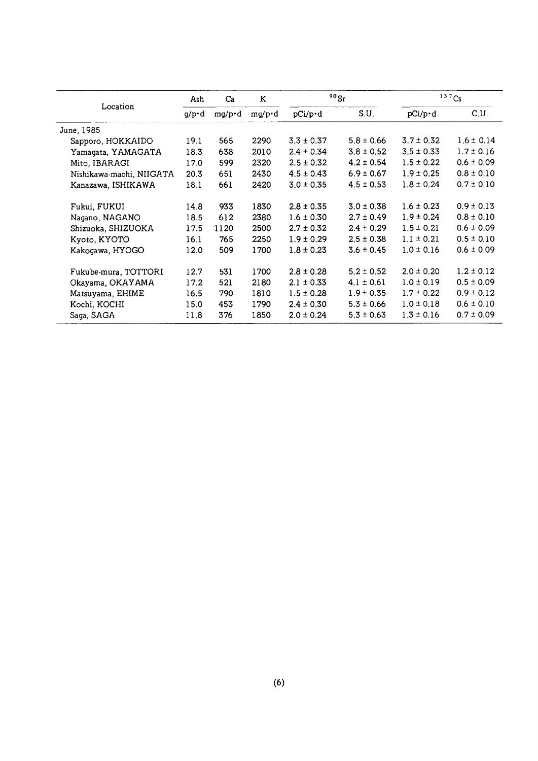| Location | Ash | Ca | K | $^{90}Sr$ | | $^{137}Cs$ | |
|---|---|---|---|---|---|---|---|
| | g/p·d | mg/p·d | mg/p·d | pCi/p·d | S.U. | pCi/p·d | C.U. |
| June, 1985 | | | | | | | |
| Sapporo, HOKKAIDO | 19.1 | 565 | 2290 | 3.3 ± 0.37 | 5.8 ± 0.66 | 3.7 ± 0.32 | 1.6 ± 0.14 |
| Yamagata, YAMAGATA | 18.3 | 638 | 2010 | 2.4 ± 0.34 | 3.8 ± 0.52 | 3.5 ± 0.33 | 1.7 ± 0.16 |
| Mito, IBARAGI | 17.0 | 599 | 2320 | 2.5 ± 0.32 | 4.2 ± 0.54 | 1.5 ± 0.22 | 0.6 ± 0.09 |
| Nishikawa-machi, NIIGATA | 20.3 | 651 | 2430 | 4.5 ± 0.43 | 6.9 ± 0.67 | 1.9 ± 0.25 | 0.8 ± 0.10 |
| Kanazawa, ISHIKAWA | 18.1 | 661 | 2420 | 3.0 ± 0.35 | 4.5 ± 0.53 | 1.8 ± 0.24 | 0.7 ± 0.10 |
| Fukui, FUKUI | 14.8 | 933 | 1830 | 2.8 ± 0.35 | 3.0 ± 0.38 | 1.6 ± 0.23 | 0.9 ± 0.13 |
| Nagano, NAGANO | 18.5 | 612 | 2380 | 1.6 ± 0.30 | 2.7 ± 0.49 | 1.9 ± 0.24 | 0.8 ± 0.10 |
| Shizuoka, SHIZUOKA | 17.5 | 1120 | 2500 | 2.7 ± 0.32 | 2.4 ± 0.29 | 1.5 ± 0.21 | 0.6 ± 0.09 |
| Kyoto, KYOTO | 16.1 | 765 | 2250 | 1.9 ± 0.29 | 2.5 ± 0.38 | 1.1 ± 0.21 | 0.5 ± 0.10 |
| Kakogawa, HYOGO | 12.0 | 509 | 1700 | 1.8 ± 0.23 | 3.6 ± 0.45 | 1.0 ± 0.16 | 0.6 ± 0.09 |
| Fukube-mura, TOTTORI | 12.7 | 531 | 1700 | 2.8 ± 0.28 | 5.2 ± 0.52 | 2.0 ± 0.20 | 1.2 ± 0.12 |
| Okayama, OKAYAMA | 17.2 | 521 | 2180 | 2.1 ± 0.33 | 4.1 ± 0.61 | 1.0 ± 0.19 | 0.5 ± 0.09 |
| Matsuyama, EHIME | 16.5 | 790 | 1810 | 1.5 ± 0.28 | 1.9 ± 0.35 | 1.7 ± 0.22 | 0.9 ± 0.12 |
| Kochi, KOCHI | 15.0 | 453 | 1790 | 2.4 ± 0.30 | 5.3 ± 0.66 | 1.0 ± 0.18 | 0.6 ± 0.10 |
| Saga, SAGA | 11.8 | 376 | 1850 | 2.0 ± 0.24 | 5.3 ± 0.63 | 1.3 ± 0.16 | 0.7 ± 0.09 |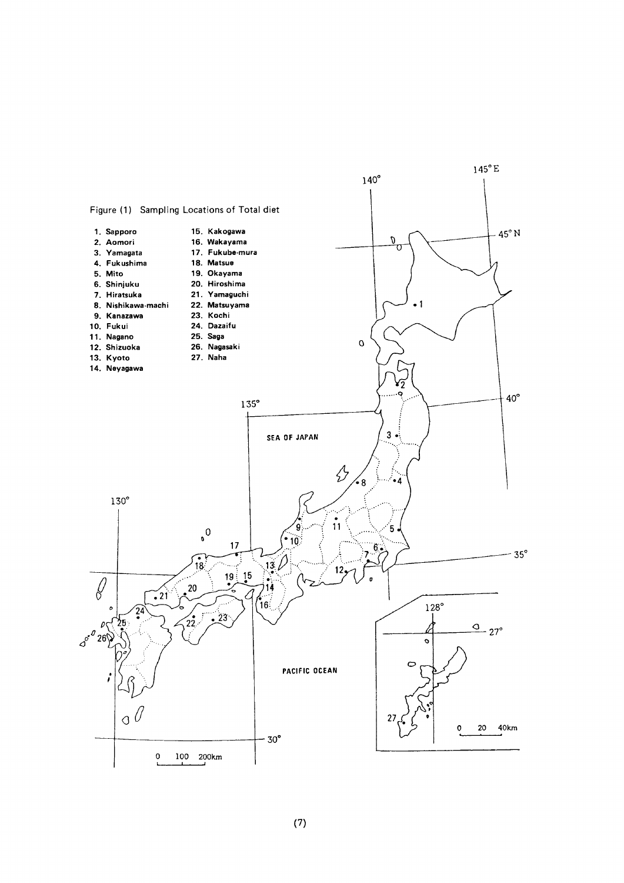Figure (1) Sampling Locations of Total diet

1. Sapporo
2. Aomori
3. Yamagata
4. Fukushima
5. Mito
6. Shinjuku
7. Hiratsuka
8. Nishikawa-machi
9. Kanazawa
10. Fukui
11. Nagano
12. Shizuoka
13. Kyoto
14. Neyagawa
15. Kakogawa
16. Wakayama
17. Fukube-mura
18. Matsue
19. Okayama
20. Hiroshima
21. Yamaguchi
22. Matsuyama
23. Kochi
24. Dazaifu
25. Saga
26. Nagasaki
27. Naha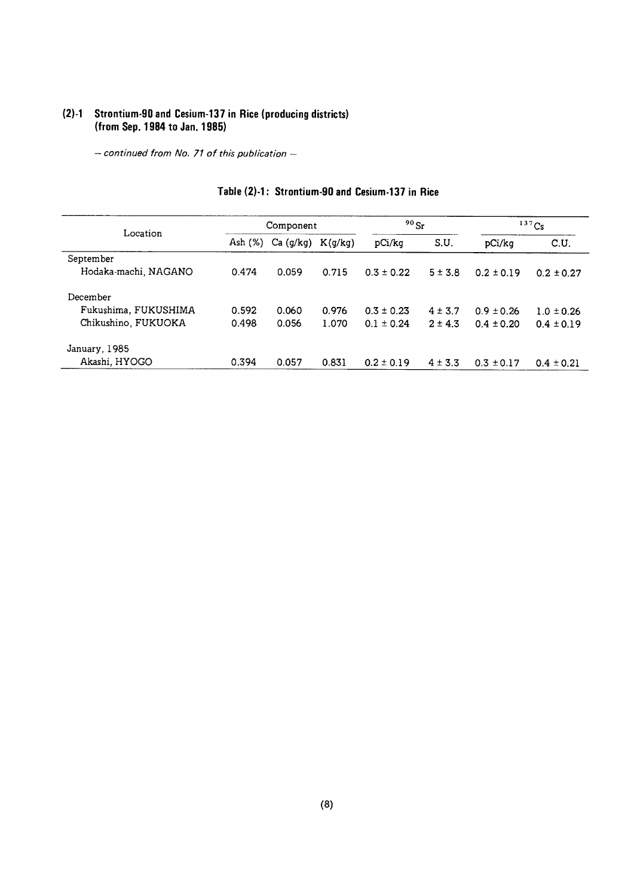## (2)-1 Strontium-90 and Cesium-137 in Rice (producing districts) (from Sep. 1984 to Jan. 1985)

*– continued from No. 71 of this publication –*

**Table (2)-1: Strontium-90 and Cesium-137 in Rice**

| Location | Component | | | $^{90}Sr$ | | $^{137}Cs$ | |
|---|---|---|---|---|---|---|---|
| | Ash (%) | Ca (g/kg) | K(g/kg) | pCi/kg | S.U. | pCi/kg | C.U. |
| September | | | | | | | |
| Hodaka-machi, NAGANO | 0.474 | 0.059 | 0.715 | 0.3 ± 0.22 | 5 ± 3.8 | 0.2 ± 0.19 | 0.2 ± 0.27 |
| December | | | | | | | |
| Fukushima, FUKUSHIMA | 0.592 | 0.060 | 0.976 | 0.3 ± 0.23 | 4 ± 3.7 | 0.9 ± 0.26 | 1.0 ± 0.26 |
| Chikushino, FUKUOKA | 0.498 | 0.056 | 1.070 | 0.1 ± 0.24 | 2 ± 4.3 | 0.4 ± 0.20 | 0.4 ± 0.19 |
| January, 1985 | | | | | | | |
| Akashi, HYOGO | 0.394 | 0.057 | 0.831 | 0.2 ± 0.19 | 4 ± 3.3 | 0.3 ± 0.17 | 0.4 ± 0.21 |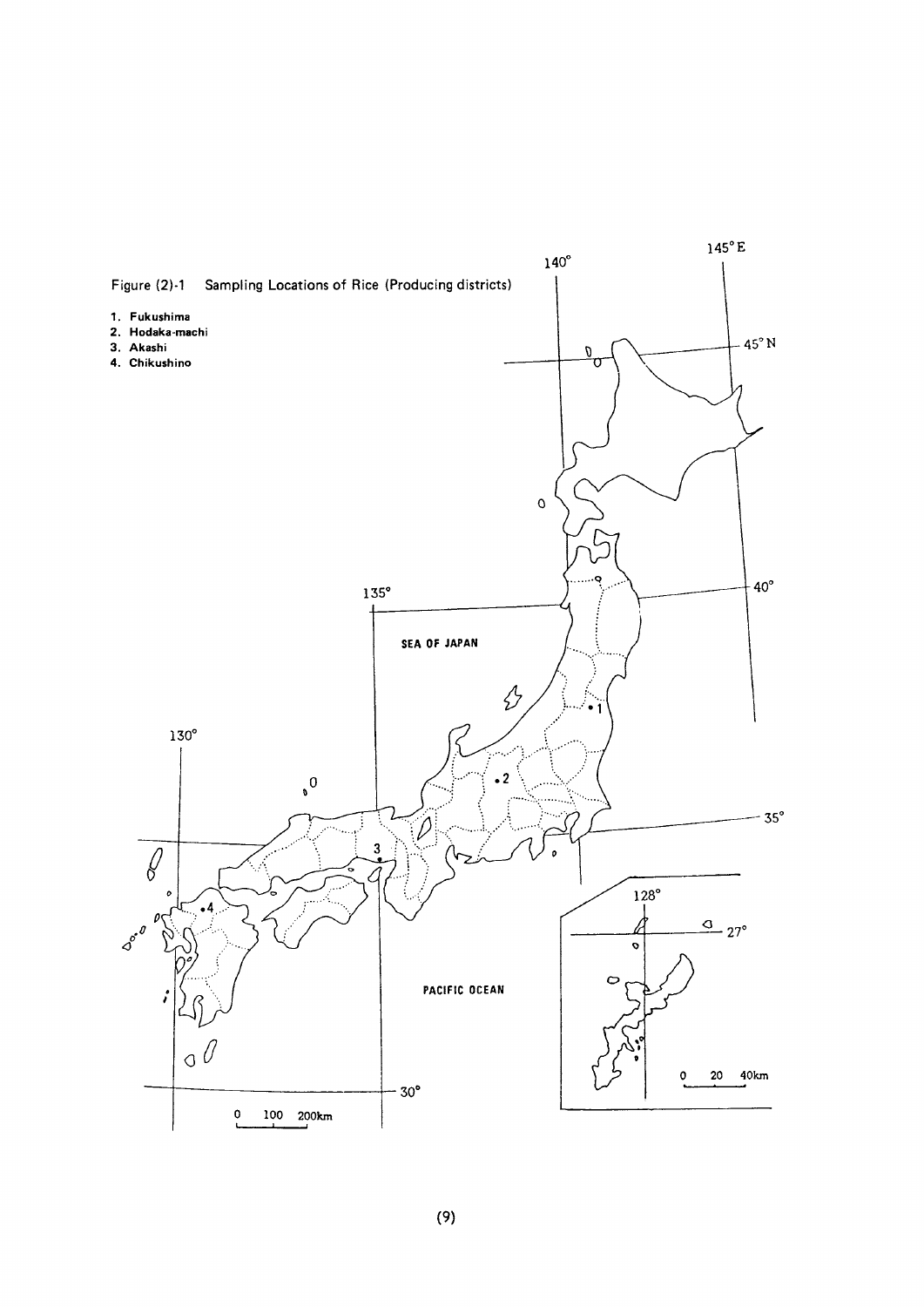Figure (2)-1 Sampling Locations of Rice (Producing districts)

1. Fukushima
2. Hodaka-machi
3. Akashi
4. Chikushino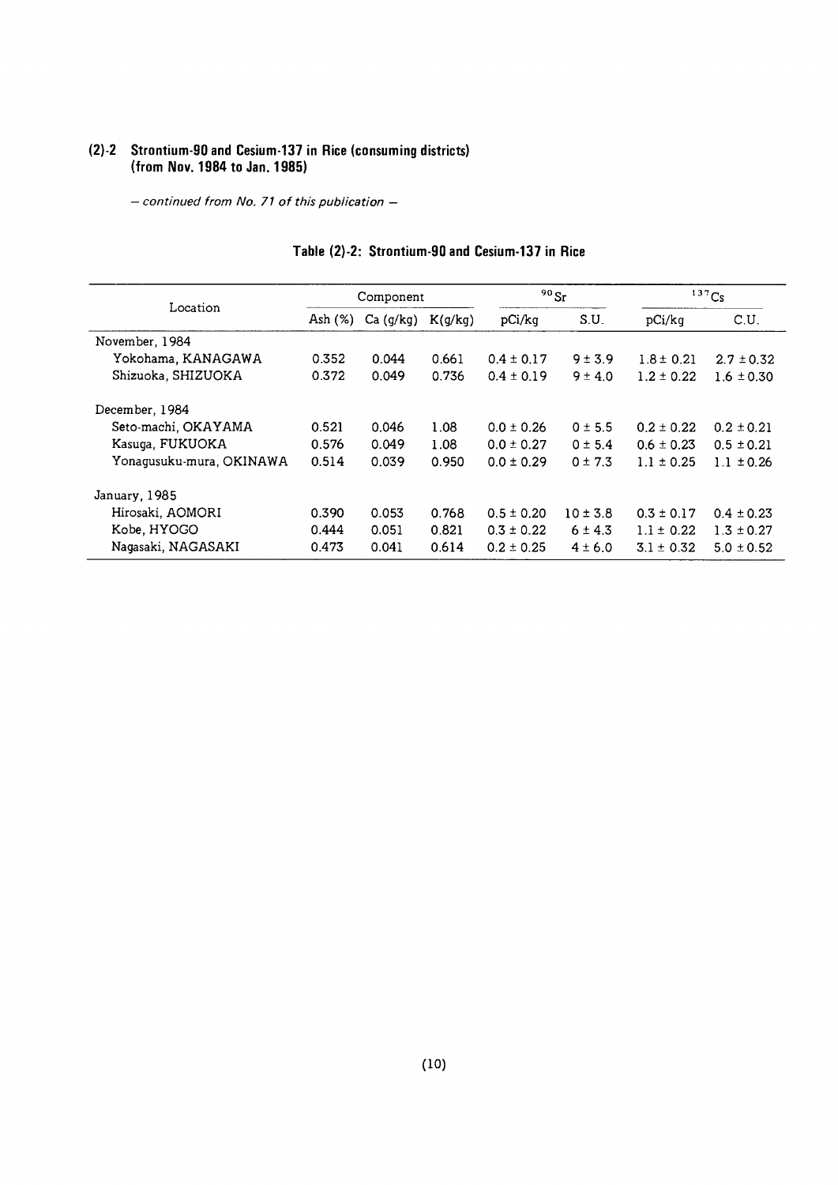## (2)-2 Strontium-90 and Cesium-137 in Rice (consuming districts) (from Nov. 1984 to Jan. 1985)

*– continued from No. 71 of this publication –*

**Table (2)-2: Strontium-90 and Cesium-137 in Rice**

| Location | Component | | | $^{90}Sr$ | | $^{137}Cs$ | |
|---|---|---|---|---|---|---|---|
| | Ash (%) | Ca (g/kg) | K(g/kg) | pCi/kg | S.U. | pCi/kg | C.U. |
| November, 1984 | | | | | | | |
| Yokohama, KANAGAWA | 0.352 | 0.044 | 0.661 | 0.4 ± 0.17 | 9 ± 3.9 | 1.8 ± 0.21 | 2.7 ± 0.32 |
| Shizuoka, SHIZUOKA | 0.372 | 0.049 | 0.736 | 0.4 ± 0.19 | 9 ± 4.0 | 1.2 ± 0.22 | 1.6 ± 0.30 |
| December, 1984 | | | | | | | |
| Seto-machi, OKAYAMA | 0.521 | 0.046 | 1.08 | 0.0 ± 0.26 | 0 ± 5.5 | 0.2 ± 0.22 | 0.2 ± 0.21 |
| Kasuga, FUKUOKA | 0.576 | 0.049 | 1.08 | 0.0 ± 0.27 | 0 ± 5.4 | 0.6 ± 0.23 | 0.5 ± 0.21 |
| Yonagusuku-mura, OKINAWA | 0.514 | 0.039 | 0.950 | 0.0 ± 0.29 | 0 ± 7.3 | 1.1 ± 0.25 | 1.1 ± 0.26 |
| January, 1985 | | | | | | | |
| Hirosaki, AOMORI | 0.390 | 0.053 | 0.768 | 0.5 ± 0.20 | 10 ± 3.8 | 0.3 ± 0.17 | 0.4 ± 0.23 |
| Kobe, HYOGO | 0.444 | 0.051 | 0.821 | 0.3 ± 0.22 | 6 ± 4.3 | 1.1 ± 0.22 | 1.3 ± 0.27 |
| Nagasaki, NAGASAKI | 0.473 | 0.041 | 0.614 | 0.2 ± 0.25 | 4 ± 6.0 | 3.1 ± 0.32 | 5.0 ± 0.52 |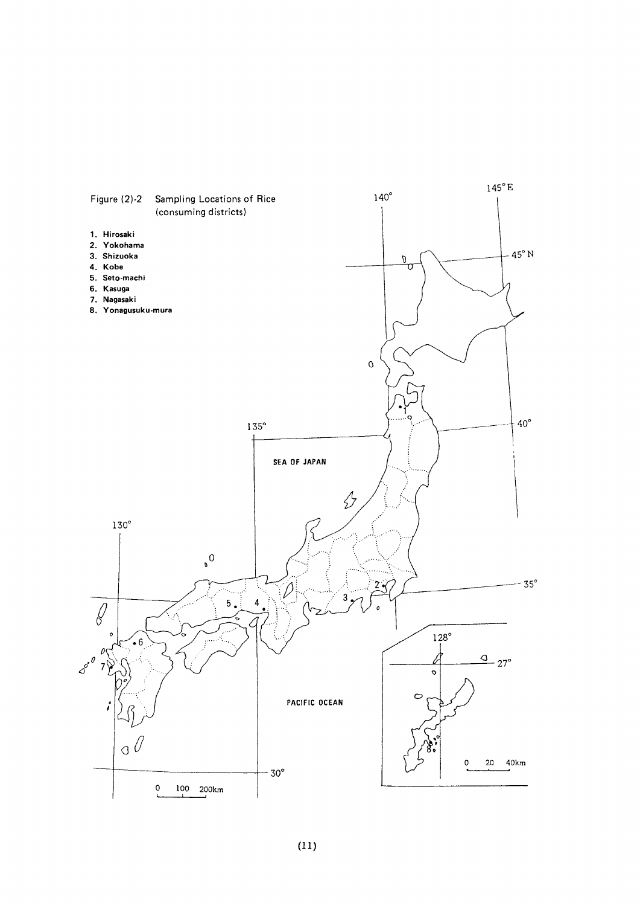Figure (2)-2 Sampling Locations of Rice (consuming districts)

1. Hirosaki
2. Yokohama
3. Shizuoka
4. Kobe
5. Seto-machi
6. Kasuga
7. Nagasaki
8. Yonagusuku-mura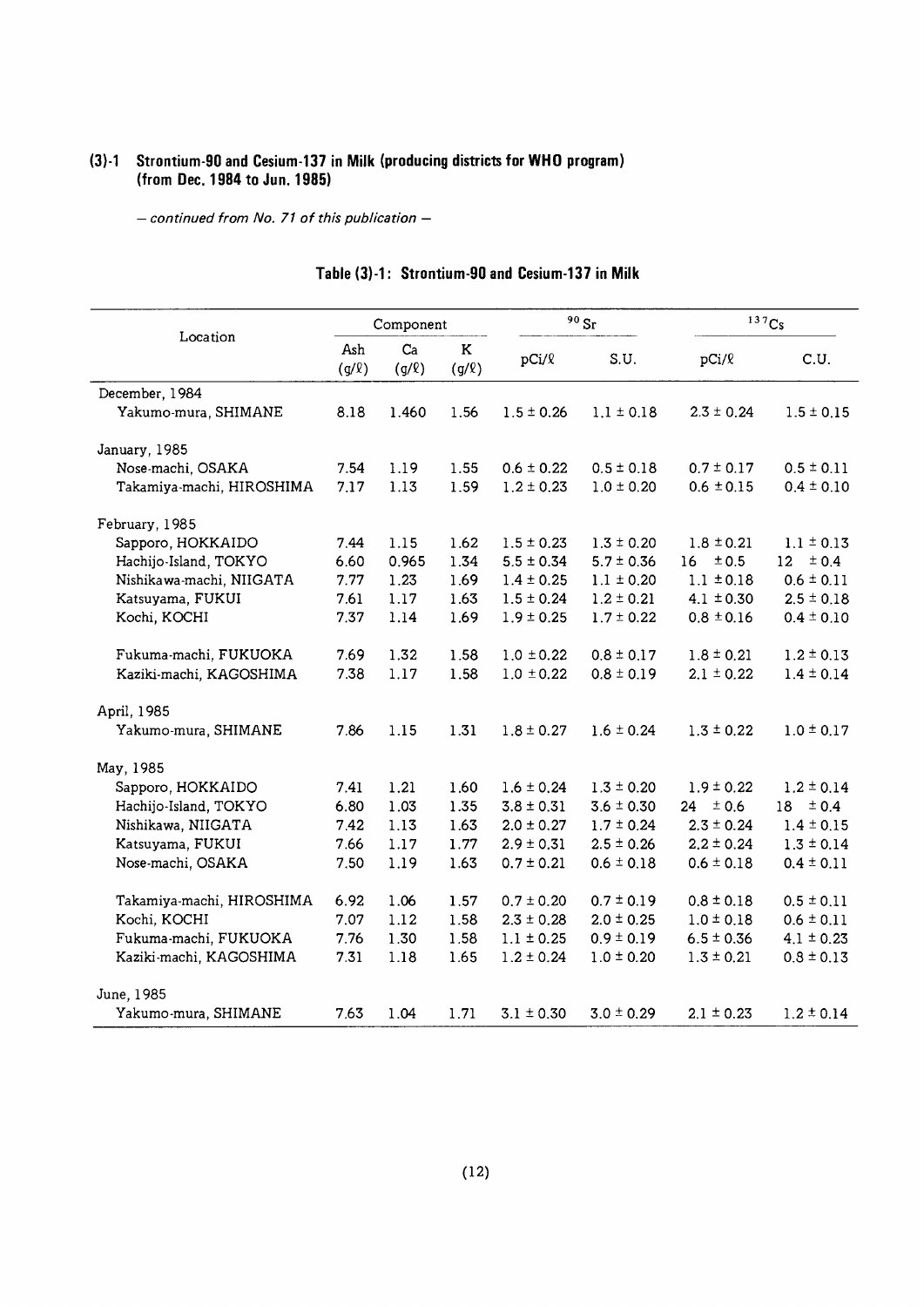## (3)-1 Strontium-90 and Cesium-137 in Milk (producing districts for WHO program) (from Dec. 1984 to Jun. 1985)

*– continued from No. 71 of this publication –*

### Table (3)-1: Strontium-90 and Cesium-137 in Milk

| Location | Component | | | $^{90}Sr$ | | $^{137}Cs$ | |
|---|---|---|---|---|---|---|---|
| | Ash (g/ℓ) | Ca (g/ℓ) | K (g/ℓ) | pCi/ℓ | S.U. | pCi/ℓ | C.U. |
| December, 1984 | | | | | | | |
| Yakumo-mura, SHIMANE | 8.18 | 1.460 | 1.56 | 1.5 ± 0.26 | 1.1 ± 0.18 | 2.3 ± 0.24 | 1.5 ± 0.15 |
| January, 1985 | | | | | | | |
| Nose-machi, OSAKA | 7.54 | 1.19 | 1.55 | 0.6 ± 0.22 | 0.5 ± 0.18 | 0.7 ± 0.17 | 0.5 ± 0.11 |
| Takamiya-machi, HIROSHIMA | 7.17 | 1.13 | 1.59 | 1.2 ± 0.23 | 1.0 ± 0.20 | 0.6 ± 0.15 | 0.4 ± 0.10 |
| February, 1985 | | | | | | | |
| Sapporo, HOKKAIDO | 7.44 | 1.15 | 1.62 | 1.5 ± 0.23 | 1.3 ± 0.20 | 1.8 ± 0.21 | 1.1 ± 0.13 |
| Hachijo-Island, TOKYO | 6.60 | 0.965 | 1.34 | 5.5 ± 0.34 | 5.7 ± 0.36 | 16 ± 0.5 | 12 ± 0.4 |
| Nishikawa-machi, NIIGATA | 7.77 | 1.23 | 1.69 | 1.4 ± 0.25 | 1.1 ± 0.20 | 1.1 ± 0.18 | 0.6 ± 0.11 |
| Katsuyama, FUKUI | 7.61 | 1.17 | 1.63 | 1.5 ± 0.24 | 1.2 ± 0.21 | 4.1 ± 0.30 | 2.5 ± 0.18 |
| Kochi, KOCHI | 7.37 | 1.14 | 1.69 | 1.9 ± 0.25 | 1.7 ± 0.22 | 0.8 ± 0.16 | 0.4 ± 0.10 |
| Fukuma-machi, FUKUOKA | 7.69 | 1.32 | 1.58 | 1.0 ± 0.22 | 0.8 ± 0.17 | 1.8 ± 0.21 | 1.2 ± 0.13 |
| Kaziki-machi, KAGOSHIMA | 7.38 | 1.17 | 1.58 | 1.0 ± 0.22 | 0.8 ± 0.19 | 2.1 ± 0.22 | 1.4 ± 0.14 |
| April, 1985 | | | | | | | |
| Yakumo-mura, SHIMANE | 7.86 | 1.15 | 1.31 | 1.8 ± 0.27 | 1.6 ± 0.24 | 1.3 ± 0.22 | 1.0 ± 0.17 |
| May, 1985 | | | | | | | |
| Sapporo, HOKKAIDO | 7.41 | 1.21 | 1.60 | 1.6 ± 0.24 | 1.3 ± 0.20 | 1.9 ± 0.22 | 1.2 ± 0.14 |
| Hachijo-Island, TOKYO | 6.80 | 1.03 | 1.35 | 3.8 ± 0.31 | 3.6 ± 0.30 | 24 ± 0.6 | 18 ± 0.4 |
| Nishikawa, NIIGATA | 7.42 | 1.13 | 1.63 | 2.0 ± 0.27 | 1.7 ± 0.24 | 2.3 ± 0.24 | 1.4 ± 0.15 |
| Katsuyama, FUKUI | 7.66 | 1.17 | 1.77 | 2.9 ± 0.31 | 2.5 ± 0.26 | 2.2 ± 0.24 | 1.3 ± 0.14 |
| Nose-machi, OSAKA | 7.50 | 1.19 | 1.63 | 0.7 ± 0.21 | 0.6 ± 0.18 | 0.6 ± 0.18 | 0.4 ± 0.11 |
| Takamiya-machi, HIROSHIMA | 6.92 | 1.06 | 1.57 | 0.7 ± 0.20 | 0.7 ± 0.19 | 0.8 ± 0.18 | 0.5 ± 0.11 |
| Kochi, KOCHI | 7.07 | 1.12 | 1.58 | 2.3 ± 0.28 | 2.0 ± 0.25 | 1.0 ± 0.18 | 0.6 ± 0.11 |
| Fukuma-machi, FUKUOKA | 7.76 | 1.30 | 1.58 | 1.1 ± 0.25 | 0.9 ± 0.19 | 6.5 ± 0.36 | 4.1 ± 0.23 |
| Kaziki-machi, KAGOSHIMA | 7.31 | 1.18 | 1.65 | 1.2 ± 0.24 | 1.0 ± 0.20 | 1.3 ± 0.21 | 0.8 ± 0.13 |
| June, 1985 | | | | | | | |
| Yakumo-mura, SHIMANE | 7.63 | 1.04 | 1.71 | 3.1 ± 0.30 | 3.0 ± 0.29 | 2.1 ± 0.23 | 1.2 ± 0.14 |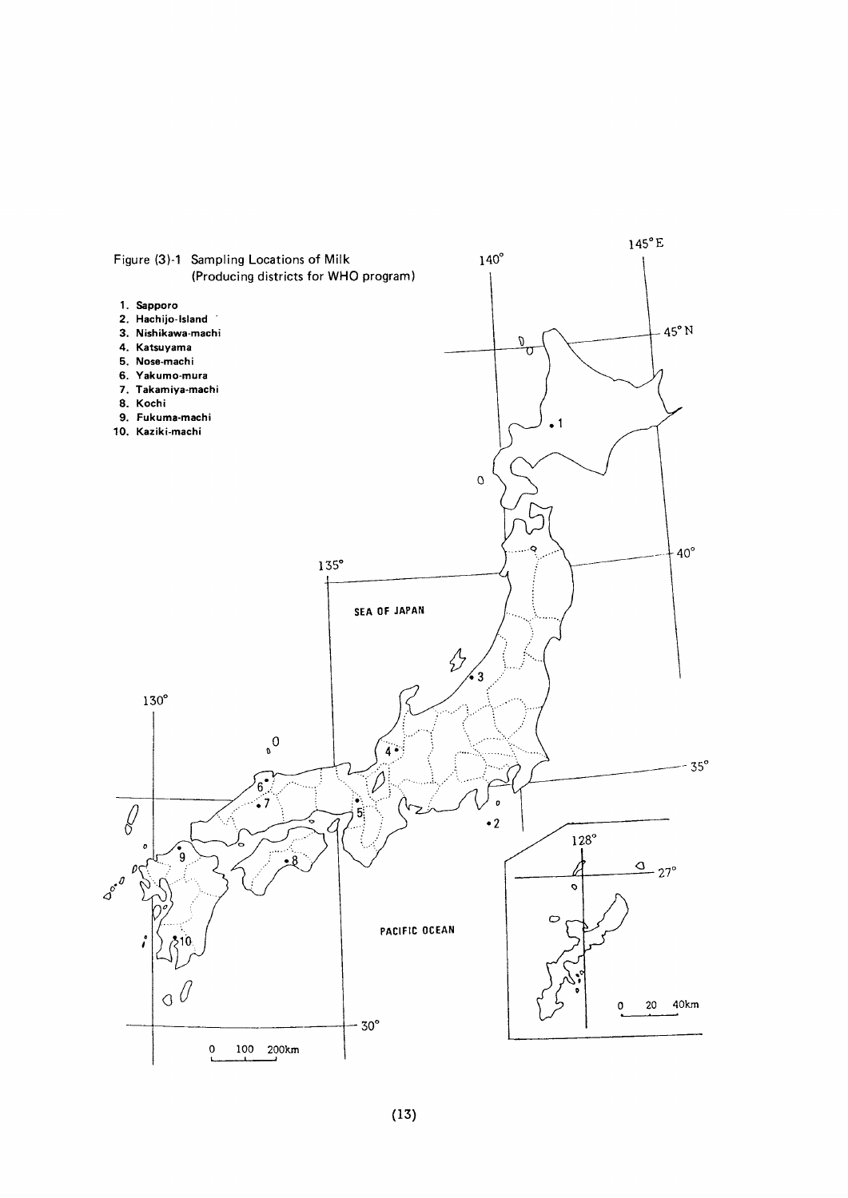Figure (3)-1 Sampling Locations of Milk (Producing districts for WHO program)

1. **Sapporo**
2. **Hachijo-Island**
3. **Nishikawa-machi**
4. **Katsuyama**
5. **Nose-machi**
6. **Yakumo-mura**
7. **Takamiya-machi**
8. **Kochi**
9. **Fukuma-machi**
10. **Kaziki-machi**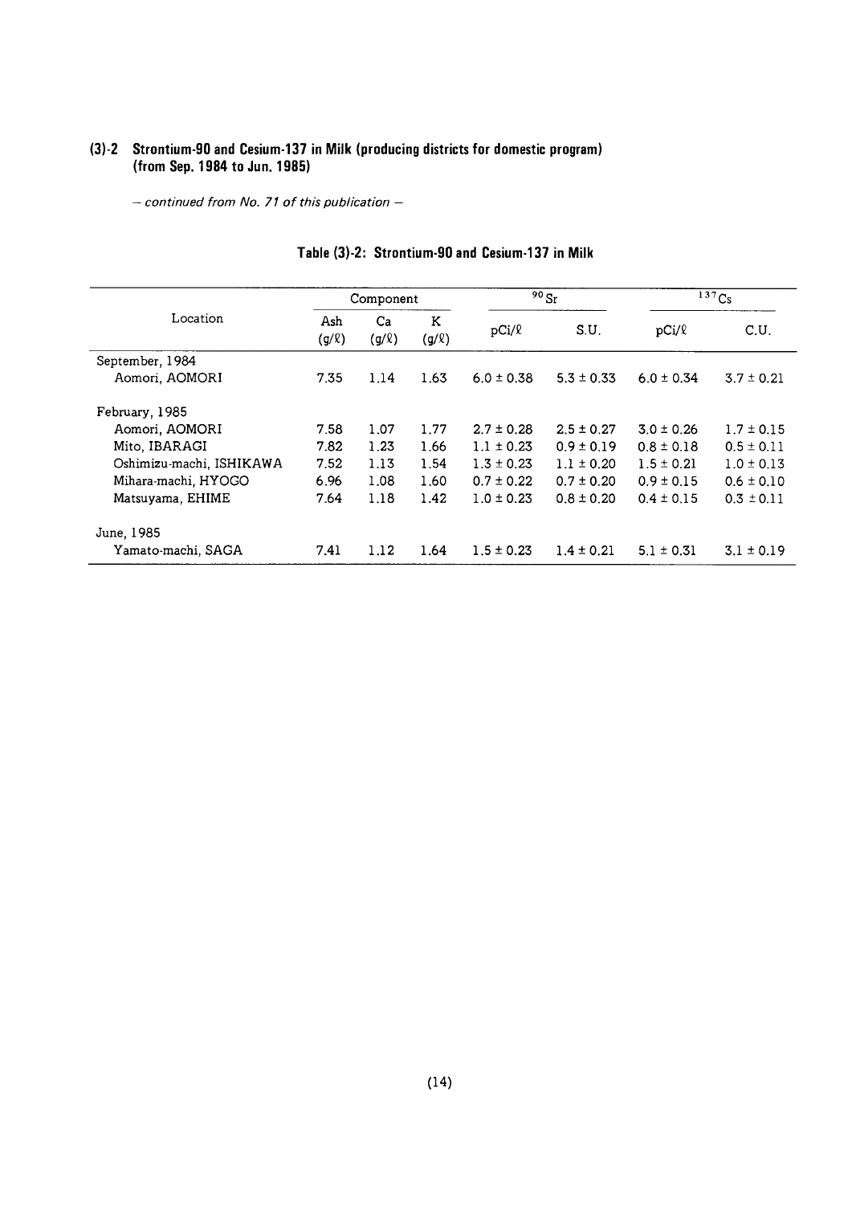### (3)-2 Strontium-90 and Cesium-137 in Milk (producing districts for domestic program) (from Sep. 1984 to Jun. 1985)

*– continued from No. 71 of this publication –*

**Table (3)-2: Strontium-90 and Cesium-137 in Milk**

| Location | Component | | | $^{90}Sr$ | | $^{137}Cs$ | |
|---|---|---|---|---|---|---|---|
| | Ash (g/ℓ) | Ca (g/ℓ) | K (g/ℓ) | pCi/ℓ | S.U. | pCi/ℓ | C.U. |
| September, 1984 | | | | | | | |
| Aomori, AOMORI | 7.35 | 1.14 | 1.63 | 6.0 ± 0.38 | 5.3 ± 0.33 | 6.0 ± 0.34 | 3.7 ± 0.21 |
| February, 1985 | | | | | | | |
| Aomori, AOMORI | 7.58 | 1.07 | 1.77 | 2.7 ± 0.28 | 2.5 ± 0.27 | 3.0 ± 0.26 | 1.7 ± 0.15 |
| Mito, IBARAGI | 7.82 | 1.23 | 1.66 | 1.1 ± 0.23 | 0.9 ± 0.19 | 0.8 ± 0.18 | 0.5 ± 0.11 |
| Oshimizu-machi, ISHIKAWA | 7.52 | 1.13 | 1.54 | 1.3 ± 0.23 | 1.1 ± 0.20 | 1.5 ± 0.21 | 1.0 ± 0.13 |
| Mihara-machi, HYOGO | 6.96 | 1.08 | 1.60 | 0.7 ± 0.22 | 0.7 ± 0.20 | 0.9 ± 0.15 | 0.6 ± 0.10 |
| Matsuyama, EHIME | 7.64 | 1.18 | 1.42 | 1.0 ± 0.23 | 0.8 ± 0.20 | 0.4 ± 0.15 | 0.3 ± 0.11 |
| June, 1985 | | | | | | | |
| Yamato-machi, SAGA | 7.41 | 1.12 | 1.64 | 1.5 ± 0.23 | 1.4 ± 0.21 | 5.1 ± 0.31 | 3.1 ± 0.19 |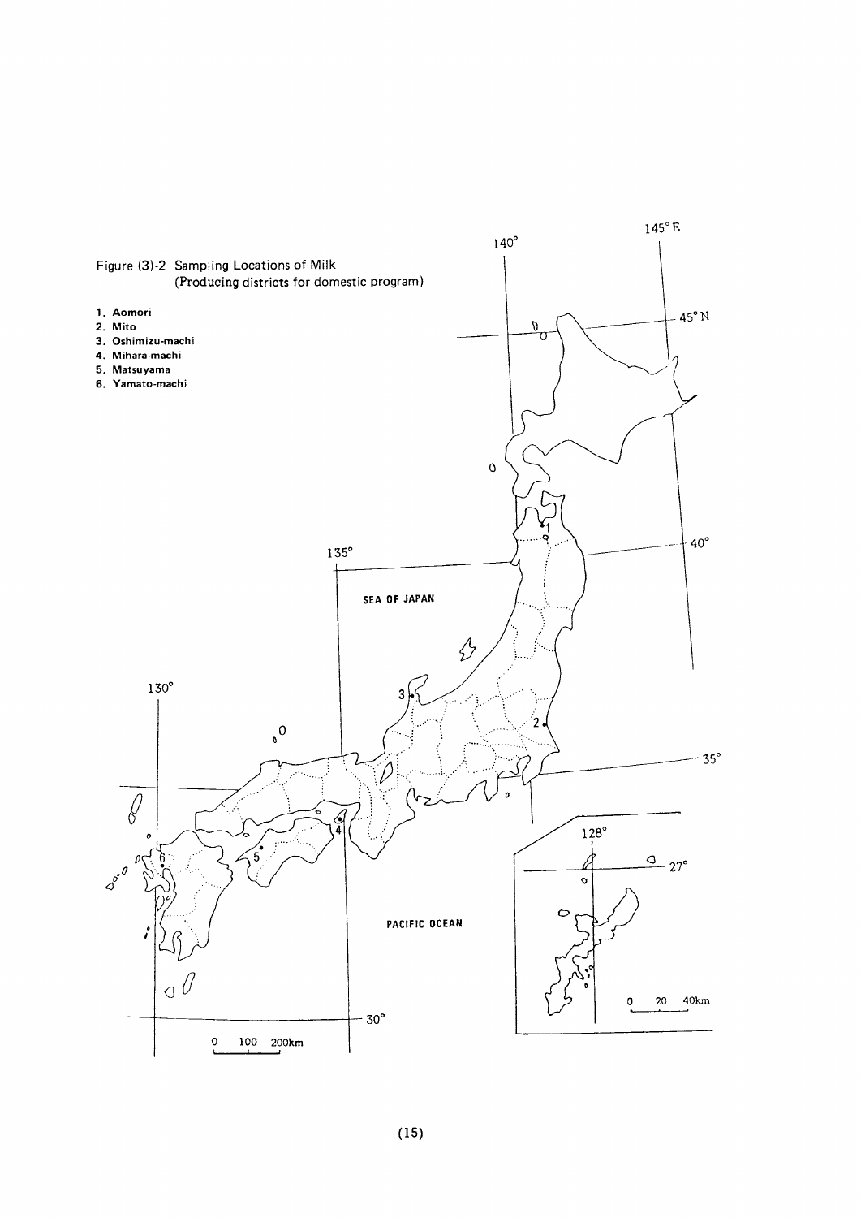Figure (3)-2 Sampling Locations of Milk
(Producing districts for domestic program)

1. Aomori
2. Mito
3. Oshimizu-machi
4. Mihara-machi
5. Matsuyama
6. Yamato-machi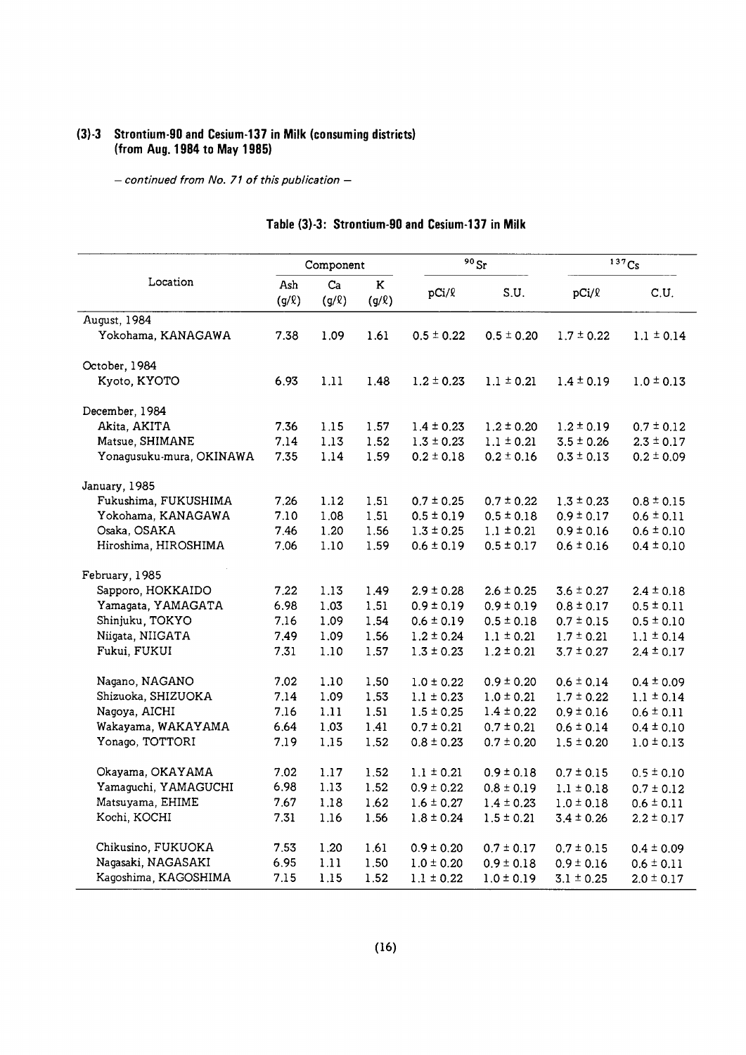### (3)-3 Strontium-90 and Cesium-137 in Milk (consuming districts) (from Aug. 1984 to May 1985)

*– continued from No. 71 of this publication –*

#### Table (3)-3: Strontium-90 and Cesium-137 in Milk

| Location | Component | | | $^{90}Sr$ | | $^{137}Cs$ | |
|---|---|---|---|---|---|---|---|
| | Ash (g/ℓ) | Ca (g/ℓ) | K (g/ℓ) | pCi/ℓ | S.U. | pCi/ℓ | C.U. |
| August, 1984 | | | | | | | |
| Yokohama, KANAGAWA | 7.38 | 1.09 | 1.61 | 0.5 ± 0.22 | 0.5 ± 0.20 | 1.7 ± 0.22 | 1.1 ± 0.14 |
| October, 1984 | | | | | | | |
| Kyoto, KYOTO | 6.93 | 1.11 | 1.48 | 1.2 ± 0.23 | 1.1 ± 0.21 | 1.4 ± 0.19 | 1.0 ± 0.13 |
| December, 1984 | | | | | | | |
| Akita, AKITA | 7.36 | 1.15 | 1.57 | 1.4 ± 0.23 | 1.2 ± 0.20 | 1.2 ± 0.19 | 0.7 ± 0.12 |
| Matsue, SHIMANE | 7.14 | 1.13 | 1.52 | 1.3 ± 0.23 | 1.1 ± 0.21 | 3.5 ± 0.26 | 2.3 ± 0.17 |
| Yonagusuku-mura, OKINAWA | 7.35 | 1.14 | 1.59 | 0.2 ± 0.18 | 0.2 ± 0.16 | 0.3 ± 0.13 | 0.2 ± 0.09 |
| January, 1985 | | | | | | | |
| Fukushima, FUKUSHIMA | 7.26 | 1.12 | 1.51 | 0.7 ± 0.25 | 0.7 ± 0.22 | 1.3 ± 0.23 | 0.8 ± 0.15 |
| Yokohama, KANAGAWA | 7.10 | 1.08 | 1.51 | 0.5 ± 0.19 | 0.5 ± 0.18 | 0.9 ± 0.17 | 0.6 ± 0.11 |
| Osaka, OSAKA | 7.46 | 1.20 | 1.56 | 1.3 ± 0.25 | 1.1 ± 0.21 | 0.9 ± 0.16 | 0.6 ± 0.10 |
| Hiroshima, HIROSHIMA | 7.06 | 1.10 | 1.59 | 0.6 ± 0.19 | 0.5 ± 0.17 | 0.6 ± 0.16 | 0.4 ± 0.10 |
| February, 1985 | | | | | | | |
| Sapporo, HOKKAIDO | 7.22 | 1.13 | 1.49 | 2.9 ± 0.28 | 2.6 ± 0.25 | 3.6 ± 0.27 | 2.4 ± 0.18 |
| Yamagata, YAMAGATA | 6.98 | 1.03 | 1.51 | 0.9 ± 0.19 | 0.9 ± 0.19 | 0.8 ± 0.17 | 0.5 ± 0.11 |
| Shinjuku, TOKYO | 7.16 | 1.09 | 1.54 | 0.6 ± 0.19 | 0.5 ± 0.18 | 0.7 ± 0.15 | 0.5 ± 0.10 |
| Niigata, NIIGATA | 7.49 | 1.09 | 1.56 | 1.2 ± 0.24 | 1.1 ± 0.21 | 1.7 ± 0.21 | 1.1 ± 0.14 |
| Fukui, FUKUI | 7.31 | 1.10 | 1.57 | 1.3 ± 0.23 | 1.2 ± 0.21 | 3.7 ± 0.27 | 2.4 ± 0.17 |
| Nagano, NAGANO | 7.02 | 1.10 | 1.50 | 1.0 ± 0.22 | 0.9 ± 0.20 | 0.6 ± 0.14 | 0.4 ± 0.09 |
| Shizuoka, SHIZUOKA | 7.14 | 1.09 | 1.53 | 1.1 ± 0.23 | 1.0 ± 0.21 | 1.7 ± 0.22 | 1.1 ± 0.14 |
| Nagoya, AICHI | 7.16 | 1.11 | 1.51 | 1.5 ± 0.25 | 1.4 ± 0.22 | 0.9 ± 0.16 | 0.6 ± 0.11 |
| Wakayama, WAKAYAMA | 6.64 | 1.03 | 1.41 | 0.7 ± 0.21 | 0.7 ± 0.21 | 0.6 ± 0.14 | 0.4 ± 0.10 |
| Yonago, TOTTORI | 7.19 | 1.15 | 1.52 | 0.8 ± 0.23 | 0.7 ± 0.20 | 1.5 ± 0.20 | 1.0 ± 0.13 |
| Okayama, OKAYAMA | 7.02 | 1.17 | 1.52 | 1.1 ± 0.21 | 0.9 ± 0.18 | 0.7 ± 0.15 | 0.5 ± 0.10 |
| Yamaguchi, YAMAGUCHI | 6.98 | 1.13 | 1.52 | 0.9 ± 0.22 | 0.8 ± 0.19 | 1.1 ± 0.18 | 0.7 ± 0.12 |
| Matsuyama, EHIME | 7.67 | 1.18 | 1.62 | 1.6 ± 0.27 | 1.4 ± 0.23 | 1.0 ± 0.18 | 0.6 ± 0.11 |
| Kochi, KOCHI | 7.31 | 1.16 | 1.56 | 1.8 ± 0.24 | 1.5 ± 0.21 | 3.4 ± 0.26 | 2.2 ± 0.17 |
| Chikusino, FUKUOKA | 7.53 | 1.20 | 1.61 | 0.9 ± 0.20 | 0.7 ± 0.17 | 0.7 ± 0.15 | 0.4 ± 0.09 |
| Nagasaki, NAGASAKI | 6.95 | 1.11 | 1.50 | 1.0 ± 0.20 | 0.9 ± 0.18 | 0.9 ± 0.16 | 0.6 ± 0.11 |
| Kagoshima, KAGOSHIMA | 7.15 | 1.15 | 1.52 | 1.1 ± 0.22 | 1.0 ± 0.19 | 3.1 ± 0.25 | 2.0 ± 0.17 |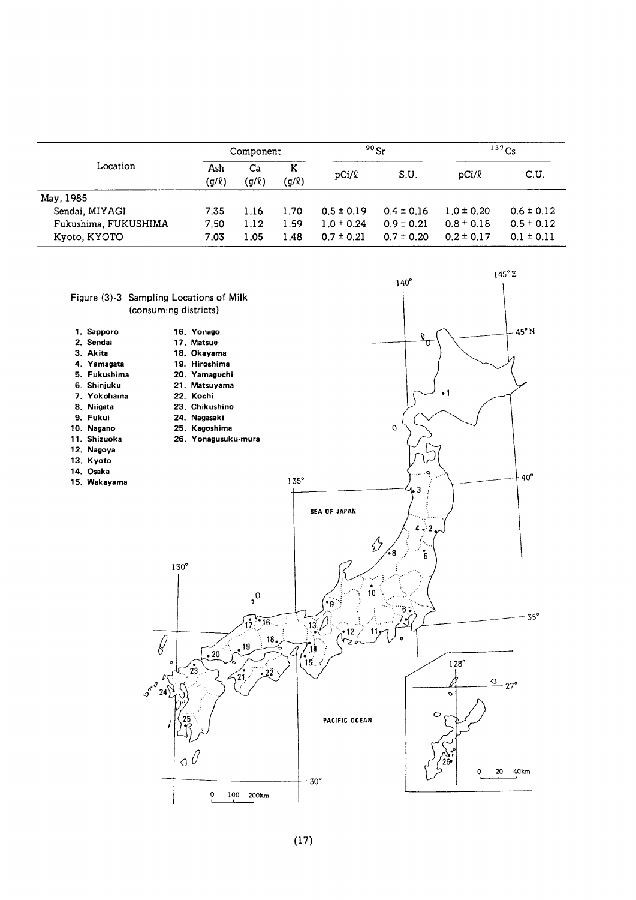| Location | Component | | | $^{90}Sr$ | | $^{137}Cs$ | |
|---|---|---|---|---|---|---|---|
| | Ash (g/ℓ) | Ca (g/ℓ) | K (g/ℓ) | pCi/ℓ | S.U. | pCi/ℓ | C.U. |
| May, 1985 | | | | | | | |
| Sendai, MIYAGI | 7.35 | 1.16 | 1.70 | 0.5 ± 0.19 | 0.4 ± 0.16 | 1.0 ± 0.20 | 0.6 ± 0.12 |
| Fukushima, FUKUSHIMA | 7.50 | 1.12 | 1.59 | 1.0 ± 0.24 | 0.9 ± 0.21 | 0.8 ± 0.18 | 0.5 ± 0.12 |
| Kyoto, KYOTO | 7.03 | 1.05 | 1.48 | 0.7 ± 0.21 | 0.7 ± 0.20 | 0.2 ± 0.17 | 0.1 ± 0.11 |

Figure (3)-3 Sampling Locations of Milk (consuming districts)

1. Sapporo
2. Sendai
3. Akita
4. Yamagata
5. Fukushima
6. Shinjuku
7. Yokohama
8. Niigata
9. Fukui
10. Nagano
11. Shizuoka
12. Nagoya
13. Kyoto
14. Osaka
15. Wakayama
16. Yonago
17. Matsue
18. Okayama
19. Hiroshima
20. Yamaguchi
21. Matsuyama
22. Kochi
23. Chikushino
24. Nagasaki
25. Kagoshima
26. Yonagusuku-mura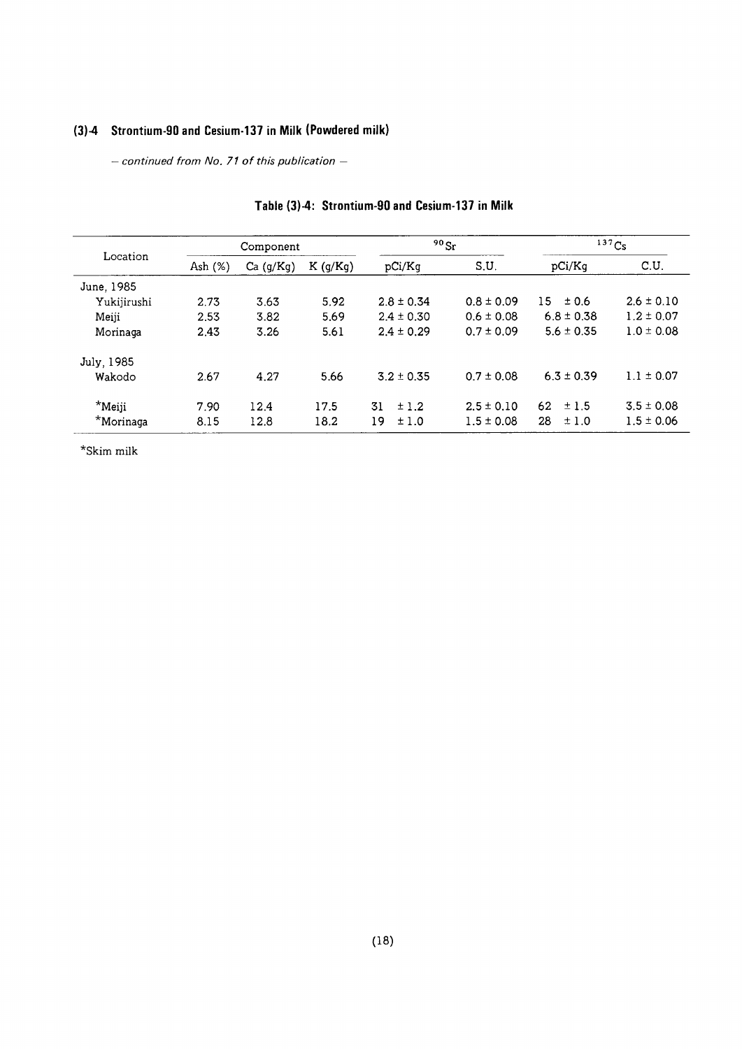## (3)-4 Strontium-90 and Cesium-137 in Milk (Powdered milk)

*– continued from No. 71 of this publication –*

### Table (3)-4: Strontium-90 and Cesium-137 in Milk

| Location | Component | | | $^{90}Sr$ | | $^{137}Cs$ | |
|---|---|---|---|---|---|---|---|
| | Ash (%) | Ca (g/Kg) | K (g/Kg) | pCi/Kg | S.U. | pCi/Kg | C.U. |
| June, 1985 | | | | | | | |
| Yukijirushi | 2.73 | 3.63 | 5.92 | 2.8 ± 0.34 | 0.8 ± 0.09 | 15 ± 0.6 | 2.6 ± 0.10 |
| Meiji | 2.53 | 3.82 | 5.69 | 2.4 ± 0.30 | 0.6 ± 0.08 | 6.8 ± 0.38 | 1.2 ± 0.07 |
| Morinaga | 2.43 | 3.26 | 5.61 | 2.4 ± 0.29 | 0.7 ± 0.09 | 5.6 ± 0.35 | 1.0 ± 0.08 |
| July, 1985 | | | | | | | |
| Wakodo | 2.67 | 4.27 | 5.66 | 3.2 ± 0.35 | 0.7 ± 0.08 | 6.3 ± 0.39 | 1.1 ± 0.07 |
| *Meiji | 7.90 | 12.4 | 17.5 | 31 ± 1.2 | 2.5 ± 0.10 | 62 ± 1.5 | 3.5 ± 0.08 |
| *Morinaga | 8.15 | 12.8 | 18.2 | 19 ± 1.0 | 1.5 ± 0.08 | 28 ± 1.0 | 1.5 ± 0.06 |

*Skim milk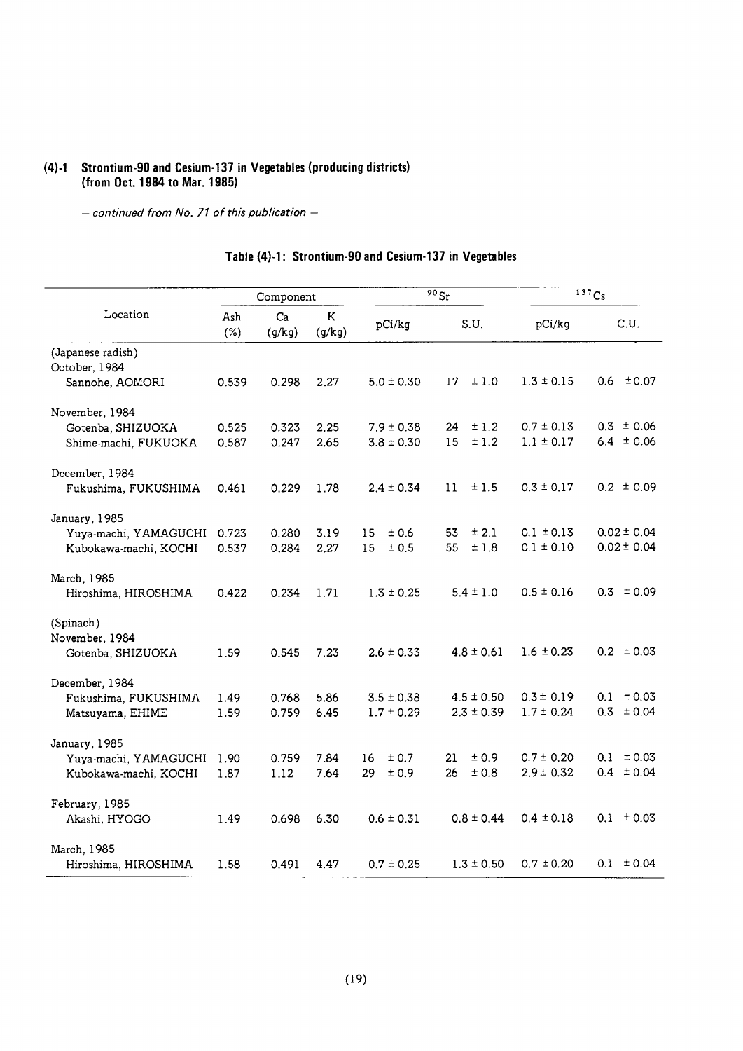### (4)-1 Strontium-90 and Cesium-137 in Vegetables (producing districts) (from Oct. 1984 to Mar. 1985)

*— continued from No. 71 of this publication —*

#### Table (4)-1: Strontium-90 and Cesium-137 in Vegetables

| Location | Component | | | $^{90}Sr$ | | $^{137}Cs$ | |
|---|---|---|---|---|---|---|---|
| | Ash (%) | Ca (g/kg) | K (g/kg) | pCi/kg | S.U. | pCi/kg | C.U. |
| (Japanese radish) | | | | | | | |
| October, 1984 | | | | | | | |
| Sannohe, AOMORI | 0.539 | 0.298 | 2.27 | 5.0 ± 0.30 | 17 ± 1.0 | 1.3 ± 0.15 | 0.6 ± 0.07 |
| November, 1984 | | | | | | | |
| Gotenba, SHIZUOKA | 0.525 | 0.323 | 2.25 | 7.9 ± 0.38 | 24 ± 1.2 | 0.7 ± 0.13 | 0.3 ± 0.06 |
| Shime-machi, FUKUOKA | 0.587 | 0.247 | 2.65 | 3.8 ± 0.30 | 15 ± 1.2 | 1.1 ± 0.17 | 6.4 ± 0.06 |
| December, 1984 | | | | | | | |
| Fukushima, FUKUSHIMA | 0.461 | 0.229 | 1.78 | 2.4 ± 0.34 | 11 ± 1.5 | 0.3 ± 0.17 | 0.2 ± 0.09 |
| January, 1985 | | | | | | | |
| Yuya-machi, YAMAGUCHI | 0.723 | 0.280 | 3.19 | 15 ± 0.6 | 53 ± 2.1 | 0.1 ± 0.13 | 0.02 ± 0.04 |
| Kubokawa-machi, KOCHI | 0.537 | 0.284 | 2.27 | 15 ± 0.5 | 55 ± 1.8 | 0.1 ± 0.10 | 0.02 ± 0.04 |
| March, 1985 | | | | | | | |
| Hiroshima, HIROSHIMA | 0.422 | 0.234 | 1.71 | 1.3 ± 0.25 | 5.4 ± 1.0 | 0.5 ± 0.16 | 0.3 ± 0.09 |
| (Spinach) | | | | | | | |
| November, 1984 | | | | | | | |
| Gotenba, SHIZUOKA | 1.59 | 0.545 | 7.23 | 2.6 ± 0.33 | 4.8 ± 0.61 | 1.6 ± 0.23 | 0.2 ± 0.03 |
| December, 1984 | | | | | | | |
| Fukushima, FUKUSHIMA | 1.49 | 0.768 | 5.86 | 3.5 ± 0.38 | 4.5 ± 0.50 | 0.3 ± 0.19 | 0.1 ± 0.03 |
| Matsuyama, EHIME | 1.59 | 0.759 | 6.45 | 1.7 ± 0.29 | 2.3 ± 0.39 | 1.7 ± 0.24 | 0.3 ± 0.04 |
| January, 1985 | | | | | | | |
| Yuya-machi, YAMAGUCHI | 1.90 | 0.759 | 7.84 | 16 ± 0.7 | 21 ± 0.9 | 0.7 ± 0.20 | 0.1 ± 0.03 |
| Kubokawa-machi, KOCHI | 1.87 | 1.12 | 7.64 | 29 ± 0.9 | 26 ± 0.8 | 2.9 ± 0.32 | 0.4 ± 0.04 |
| February, 1985 | | | | | | | |
| Akashi, HYOGO | 1.49 | 0.698 | 6.30 | 0.6 ± 0.31 | 0.8 ± 0.44 | 0.4 ± 0.18 | 0.1 ± 0.03 |
| March, 1985 | | | | | | | |
| Hiroshima, HIROSHIMA | 1.58 | 0.491 | 4.47 | 0.7 ± 0.25 | 1.3 ± 0.50 | 0.7 ± 0.20 | 0.1 ± 0.04 |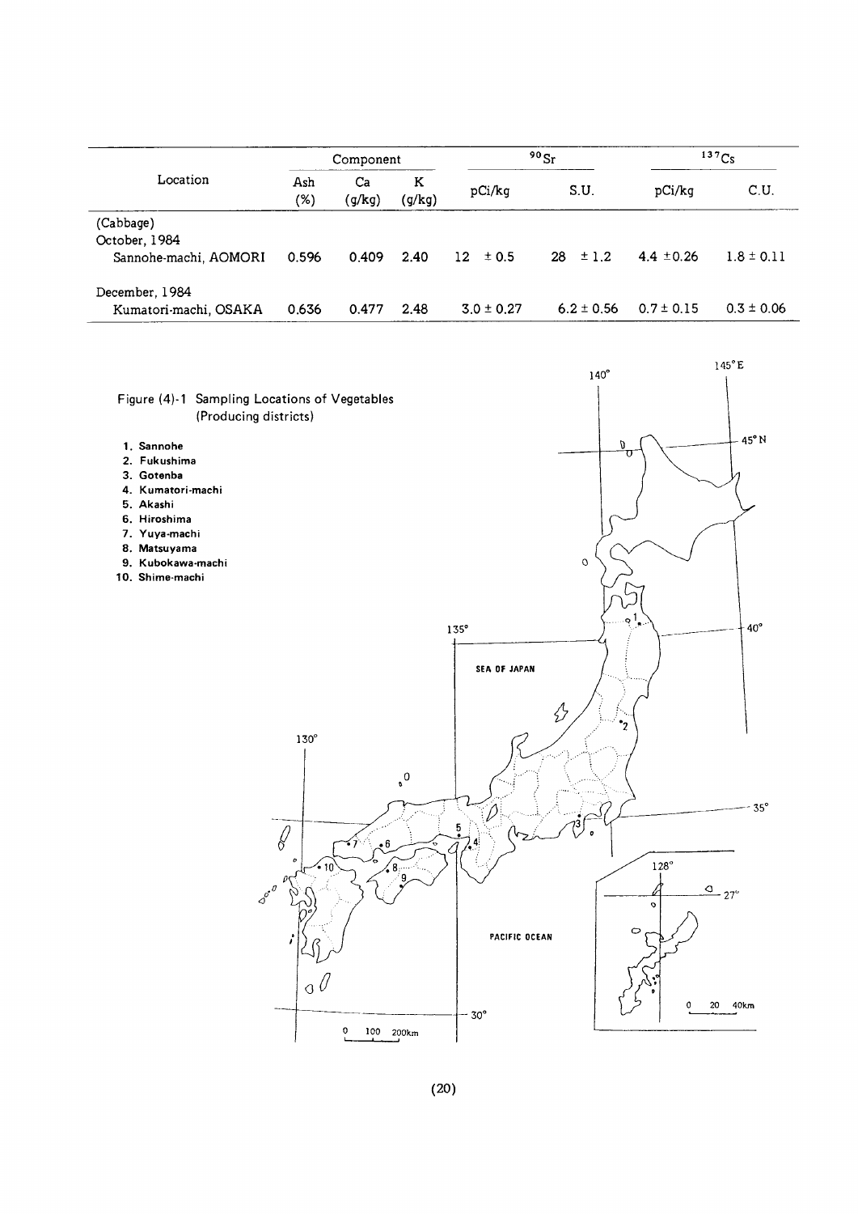| Location | Component | | | $^{90}Sr$ | | $^{137}Cs$ | |
|---|---|---|---|---|---|---|---|
| | Ash (%) | Ca (g/kg) | K (g/kg) | pCi/kg | S.U. | pCi/kg | C.U. |
| (Cabbage) | | | | | | | |
| October, 1984 | | | | | | | |
| Sannohe-machi, AOMORI | 0.596 | 0.409 | 2.40 | 12 ± 0.5 | 28 ± 1.2 | 4.4 ± 0.26 | 1.8 ± 0.11 |
| December, 1984 | | | | | | | |
| Kumatori-machi, OSAKA | 0.636 | 0.477 | 2.48 | 3.0 ± 0.27 | 6.2 ± 0.56 | 0.7 ± 0.15 | 0.3 ± 0.06 |

Figure (4)-1 Sampling Locations of Vegetables (Producing districts)

1. Sannohe
2. Fukushima
3. Gotenba
4. Kumatori-machi
5. Akashi
6. Hiroshima
7. Yuya-machi
8. Matsuyama
9. Kubokawa-machi
10. Shime-machi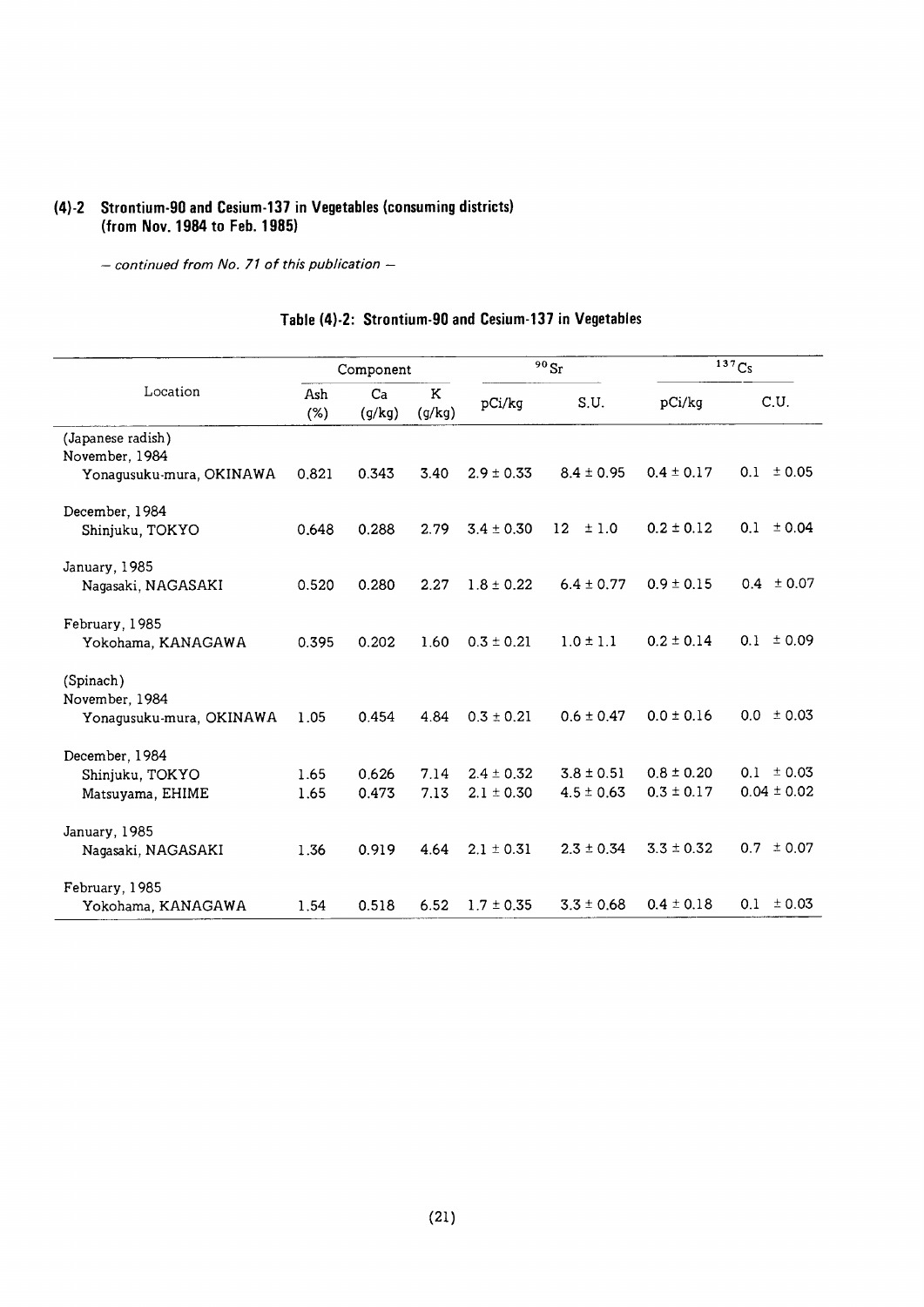## (4)-2 Strontium-90 and Cesium-137 in Vegetables (consuming districts) (from Nov. 1984 to Feb. 1985)

*– continued from No. 71 of this publication –*

### Table (4)-2: Strontium-90 and Cesium-137 in Vegetables

| Location | Component | | | $^{90}Sr$ | | $^{137}Cs$ | |
|---|---|---|---|---|---|---|---|
| | Ash (%) | Ca (g/kg) | K (g/kg) | pCi/kg | S.U. | pCi/kg | C.U. |
| (Japanese radish) | | | | | | | |
| November, 1984 | | | | | | | |
| Yonagusuku-mura, OKINAWA | 0.821 | 0.343 | 3.40 | 2.9 ± 0.33 | 8.4 ± 0.95 | 0.4 ± 0.17 | 0.1 ± 0.05 |
| December, 1984 | | | | | | | |
| Shinjuku, TOKYO | 0.648 | 0.288 | 2.79 | 3.4 ± 0.30 | 12 ± 1.0 | 0.2 ± 0.12 | 0.1 ± 0.04 |
| January, 1985 | | | | | | | |
| Nagasaki, NAGASAKI | 0.520 | 0.280 | 2.27 | 1.8 ± 0.22 | 6.4 ± 0.77 | 0.9 ± 0.15 | 0.4 ± 0.07 |
| February, 1985 | | | | | | | |
| Yokohama, KANAGAWA | 0.395 | 0.202 | 1.60 | 0.3 ± 0.21 | 1.0 ± 1.1 | 0.2 ± 0.14 | 0.1 ± 0.09 |
| (Spinach) | | | | | | | |
| November, 1984 | | | | | | | |
| Yonagusuku-mura, OKINAWA | 1.05 | 0.454 | 4.84 | 0.3 ± 0.21 | 0.6 ± 0.47 | 0.0 ± 0.16 | 0.0 ± 0.03 |
| December, 1984 | | | | | | | |
| Shinjuku, TOKYO | 1.65 | 0.626 | 7.14 | 2.4 ± 0.32 | 3.8 ± 0.51 | 0.8 ± 0.20 | 0.1 ± 0.03 |
| Matsuyama, EHIME | 1.65 | 0.473 | 7.13 | 2.1 ± 0.30 | 4.5 ± 0.63 | 0.3 ± 0.17 | 0.04 ± 0.02 |
| January, 1985 | | | | | | | |
| Nagasaki, NAGASAKI | 1.36 | 0.919 | 4.64 | 2.1 ± 0.31 | 2.3 ± 0.34 | 3.3 ± 0.32 | 0.7 ± 0.07 |
| February, 1985 | | | | | | | |
| Yokohama, KANAGAWA | 1.54 | 0.518 | 6.52 | 1.7 ± 0.35 | 3.3 ± 0.68 | 0.4 ± 0.18 | 0.1 ± 0.03 |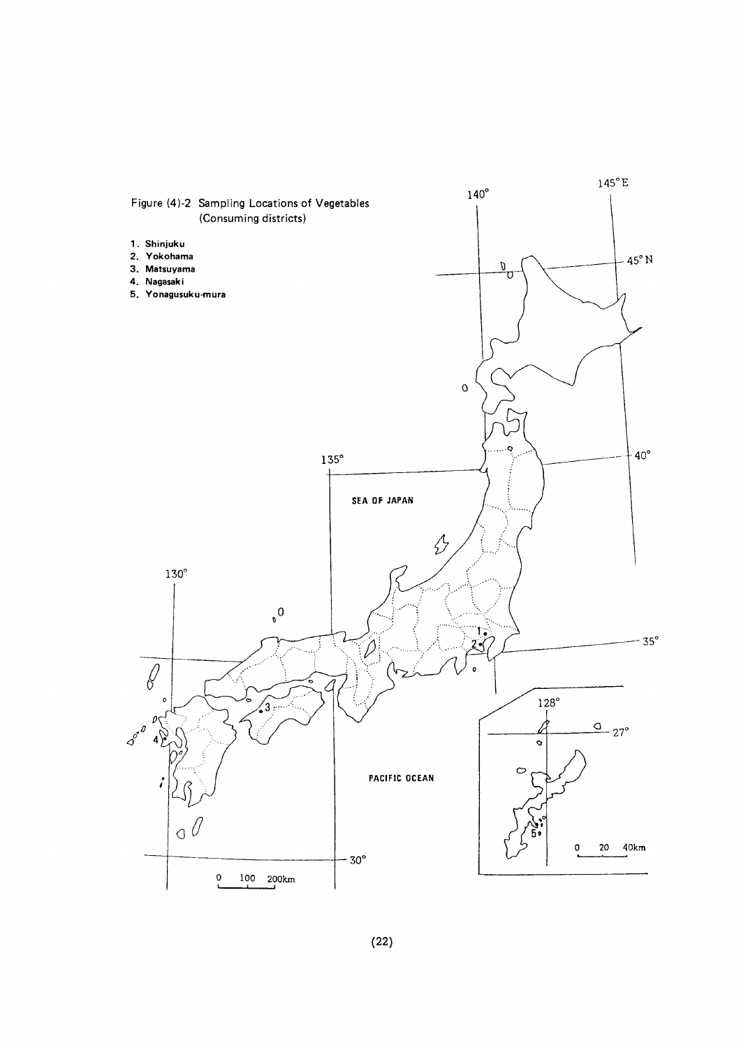Figure (4)-2 Sampling Locations of Vegetables (Consuming districts)

1. Shinjuku
2. Yokohama
3. Matsuyama
4. Nagasaki
5. Yonagusuku-mura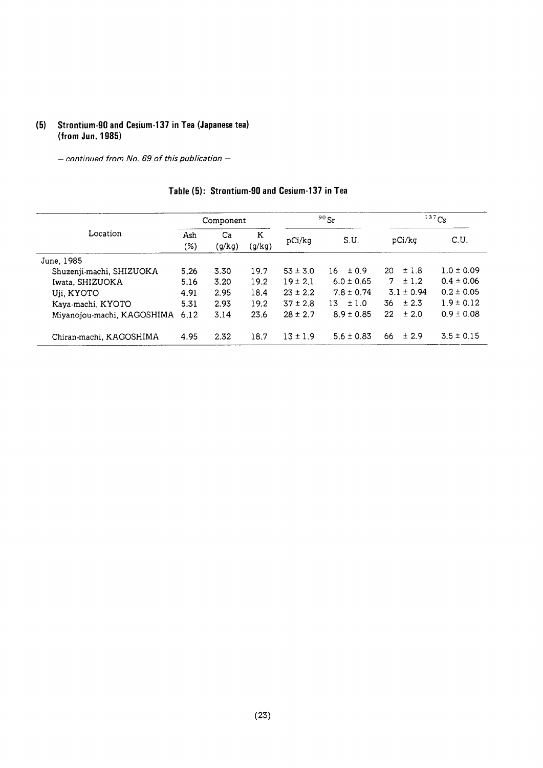### (5) Strontium-90 and Cesium-137 in Tea (Japanese tea) (from Jun. 1985)

*— continued from No. 69 of this publication —*

**Table (5): Strontium-90 and Cesium-137 in Tea**

| Location | Component | | | $^{90}Sr$ | | $^{137}Cs$ | |
|---|---|---|---|---|---|---|---|
| | Ash (%) | Ca (g/kg) | K (g/kg) | pCi/kg | S.U. | pCi/kg | C.U. |
| June, 1985 | | | | | | | |
| Shuzenji-machi, SHIZUOKA | 5.26 | 3.30 | 19.7 | 53 ± 3.0 | 16 ± 0.9 | 20 ± 1.8 | 1.0 ± 0.09 |
| Iwata, SHIZUOKA | 5.16 | 3.20 | 19.2 | 19 ± 2.1 | 6.0 ± 0.65 | 7 ± 1.2 | 0.4 ± 0.06 |
| Uji, KYOTO | 4.91 | 2.95 | 18.4 | 23 ± 2.2 | 7.8 ± 0.74 | 3.1 ± 0.94 | 0.2 ± 0.05 |
| Kaya-machi, KYOTO | 5.31 | 2.93 | 19.2 | 37 ± 2.8 | 13 ± 1.0 | 36 ± 2.3 | 1.9 ± 0.12 |
| Miyanojou-machi, KAGOSHIMA | 6.12 | 3.14 | 23.6 | 28 ± 2.7 | 8.9 ± 0.85 | 22 ± 2.0 | 0.9 ± 0.08 |
| Chiran-machi, KAGOSHIMA | 4.95 | 2.32 | 18.7 | 13 ± 1.9 | 5.6 ± 0.83 | 66 ± 2.9 | 3.5 ± 0.15 |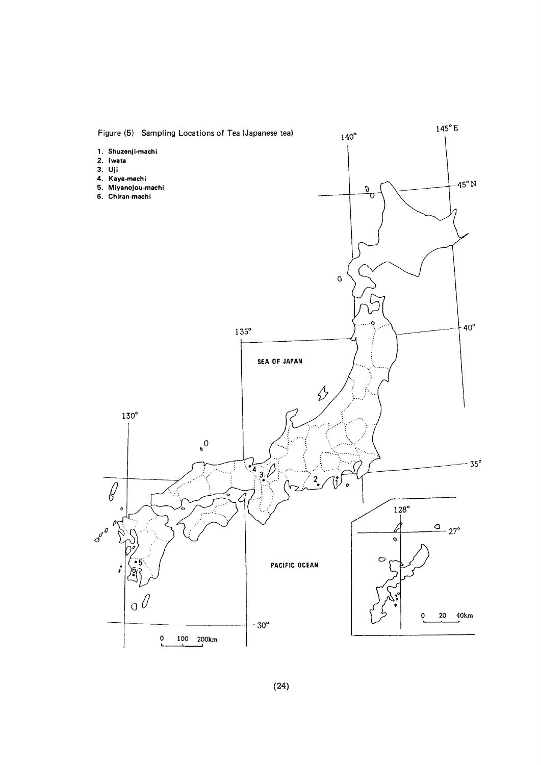Figure (5) Sampling Locations of Tea (Japanese tea)

1. Shuzenji-machi
2. Iwata
3. Uji
4. Kaya-machi
5. Miyanojou-machi
6. Chiran-machi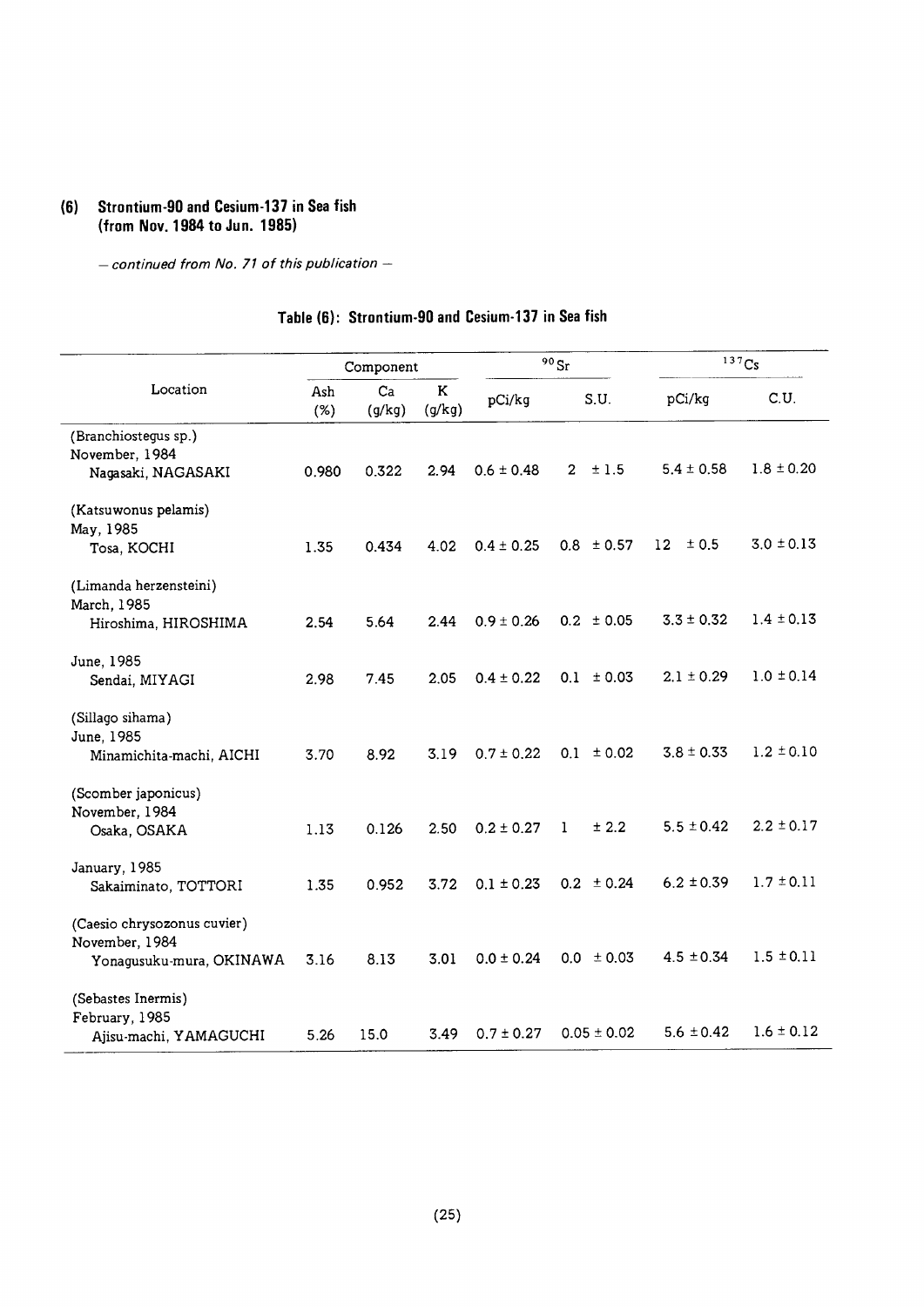### (6) Strontium-90 and Cesium-137 in Sea fish (from Nov. 1984 to Jun. 1985)

*– continued from No. 71 of this publication –*

**Table (6): Strontium-90 and Cesium-137 in Sea fish**

| Location | Component | | | $^{90}Sr$ | | $^{137}Cs$ | |
|---|---|---|---|---|---|---|---|
| | Ash (%) | Ca (g/kg) | K (g/kg) | pCi/kg | S.U. | pCi/kg | C.U. |
| (Branchiostegus sp.) | | | | | | | |
| November, 1984 | | | | | | | |
| Nagasaki, NAGASAKI | 0.980 | 0.322 | 2.94 | 0.6 ± 0.48 | 2 ± 1.5 | 5.4 ± 0.58 | 1.8 ± 0.20 |
| (Katsuwonus pelamis) | | | | | | | |
| May, 1985 | | | | | | | |
| Tosa, KOCHI | 1.35 | 0.434 | 4.02 | 0.4 ± 0.25 | 0.8 ± 0.57 | 12 ± 0.5 | 3.0 ± 0.13 |
| (Limanda herzensteini) | | | | | | | |
| March, 1985 | | | | | | | |
| Hiroshima, HIROSHIMA | 2.54 | 5.64 | 2.44 | 0.9 ± 0.26 | 0.2 ± 0.05 | 3.3 ± 0.32 | 1.4 ± 0.13 |
| June, 1985 | | | | | | | |
| Sendai, MIYAGI | 2.98 | 7.45 | 2.05 | 0.4 ± 0.22 | 0.1 ± 0.03 | 2.1 ± 0.29 | 1.0 ± 0.14 |
| (Sillago sihama) | | | | | | | |
| June, 1985 | | | | | | | |
| Minamichita-machi, AICHI | 3.70 | 8.92 | 3.19 | 0.7 ± 0.22 | 0.1 ± 0.02 | 3.8 ± 0.33 | 1.2 ± 0.10 |
| (Scomber japonicus) | | | | | | | |
| November, 1984 | | | | | | | |
| Osaka, OSAKA | 1.13 | 0.126 | 2.50 | 0.2 ± 0.27 | 1 ± 2.2 | 5.5 ± 0.42 | 2.2 ± 0.17 |
| January, 1985 | | | | | | | |
| Sakaiminato, TOTTORI | 1.35 | 0.952 | 3.72 | 0.1 ± 0.23 | 0.2 ± 0.24 | 6.2 ± 0.39 | 1.7 ± 0.11 |
| (Caesio chrysozonus cuvier) | | | | | | | |
| November, 1984 | | | | | | | |
| Yonagusuku-mura, OKINAWA | 3.16 | 8.13 | 3.01 | 0.0 ± 0.24 | 0.0 ± 0.03 | 4.5 ± 0.34 | 1.5 ± 0.11 |
| (Sebastes Inermis) | | | | | | | |
| February, 1985 | | | | | | | |
| Ajisu-machi, YAMAGUCHI | 5.26 | 15.0 | 3.49 | 0.7 ± 0.27 | 0.05 ± 0.02 | 5.6 ± 0.42 | 1.6 ± 0.12 |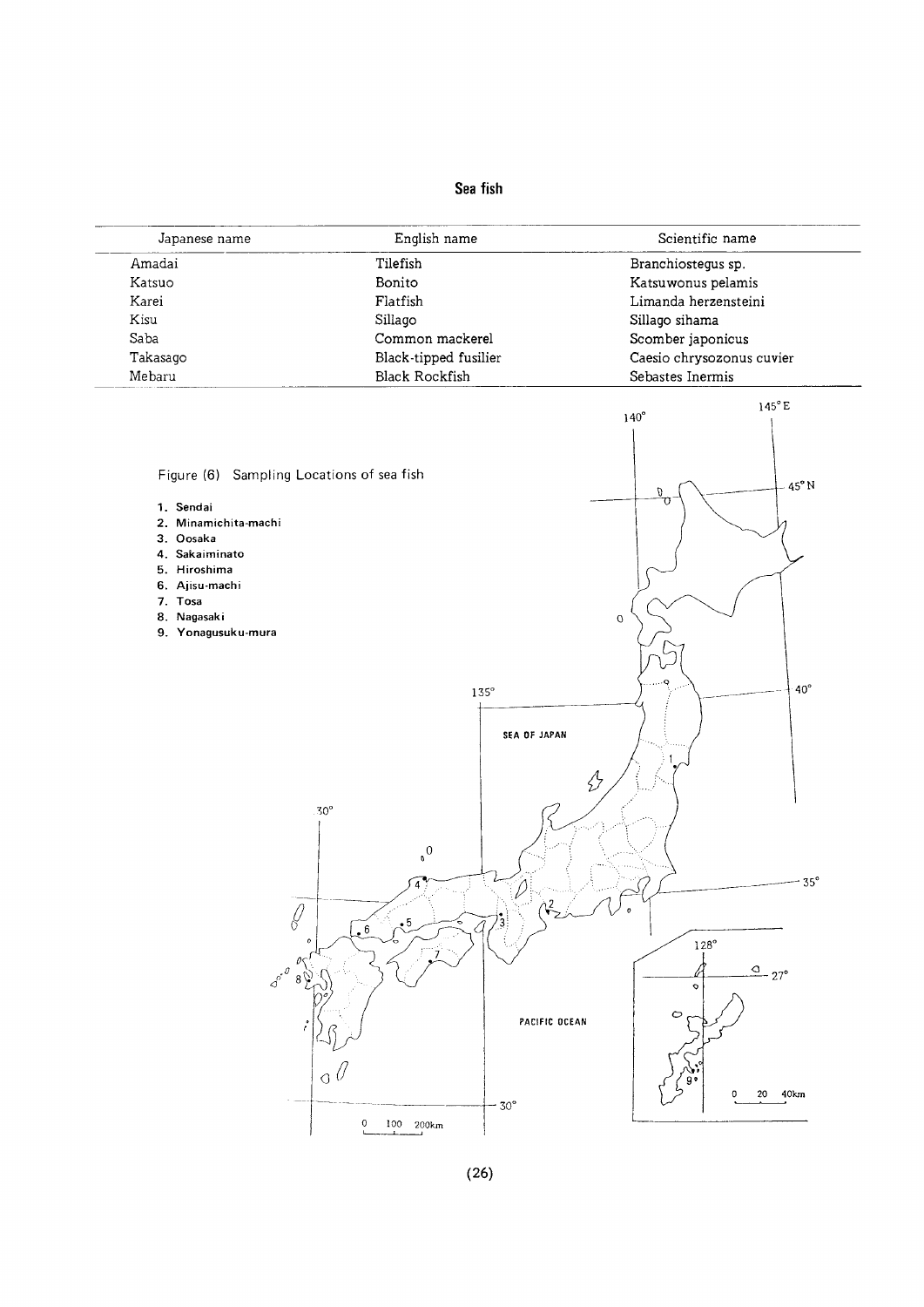## Sea fish

| Japanese name | English name | Scientific name |
|---|---|---|
| Amadai | Tilefish | Branchiostegus sp. |
| Katsuo | Bonito | Katsuwonus pelamis |
| Karei | Flatfish | Limanda herzensteini |
| Kisu | Sillago | Sillago sihama |
| Saba | Common mackerel | Scomber japonicus |
| Takasago | Black-tipped fusilier | Caesio chrysozonus cuvier |
| Mebaru | Black Rockfish | Sebastes Inermis |

Figure (6) Sampling Locations of sea fish

1. Sendai
2. Minamichita-machi
3. Oosaka
4. Sakaiminato
5. Hiroshima
6. Ajisu-machi
7. Tosa
8. Nagasaki
9. Yonagusuku-mura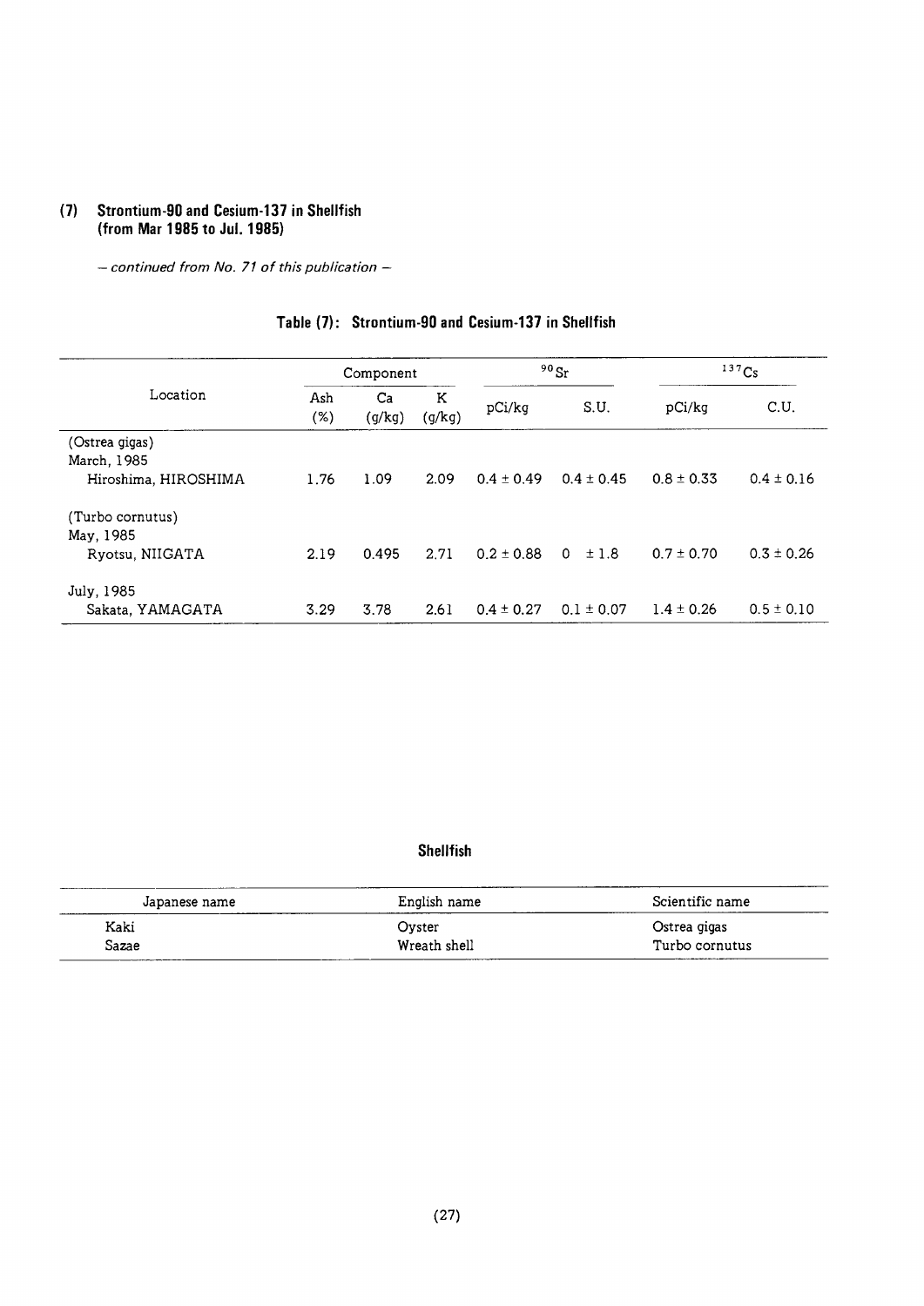## (7) Strontium-90 and Cesium-137 in Shellfish (from Mar 1985 to Jul. 1985)

*– continued from No. 71 of this publication –*

### Table (7): Strontium-90 and Cesium-137 in Shellfish

| Location | Component | | | $^{90}Sr$ | | $^{137}Cs$ | |
|---|---|---|---|---|---|---|---|
| | Ash (%) | Ca (g/kg) | K (g/kg) | pCi/kg | S.U. | pCi/kg | C.U. |
| (Ostrea gigas) | | | | | | | |
| March, 1985 | | | | | | | |
| Hiroshima, HIROSHIMA | 1.76 | 1.09 | 2.09 | 0.4 ± 0.49 | 0.4 ± 0.45 | 0.8 ± 0.33 | 0.4 ± 0.16 |
| (Turbo cornutus) | | | | | | | |
| May, 1985 | | | | | | | |
| Ryotsu, NIIGATA | 2.19 | 0.495 | 2.71 | 0.2 ± 0.88 | 0 ± 1.8 | 0.7 ± 0.70 | 0.3 ± 0.26 |
| July, 1985 | | | | | | | |
| Sakata, YAMAGATA | 3.29 | 3.78 | 2.61 | 0.4 ± 0.27 | 0.1 ± 0.07 | 1.4 ± 0.26 | 0.5 ± 0.10 |

### Shellfish

| Japanese name | English name | Scientific name |
|---|---|---|
| Kaki | Oyster | Ostrea gigas |
| Sazae | Wreath shell | Turbo cornutus |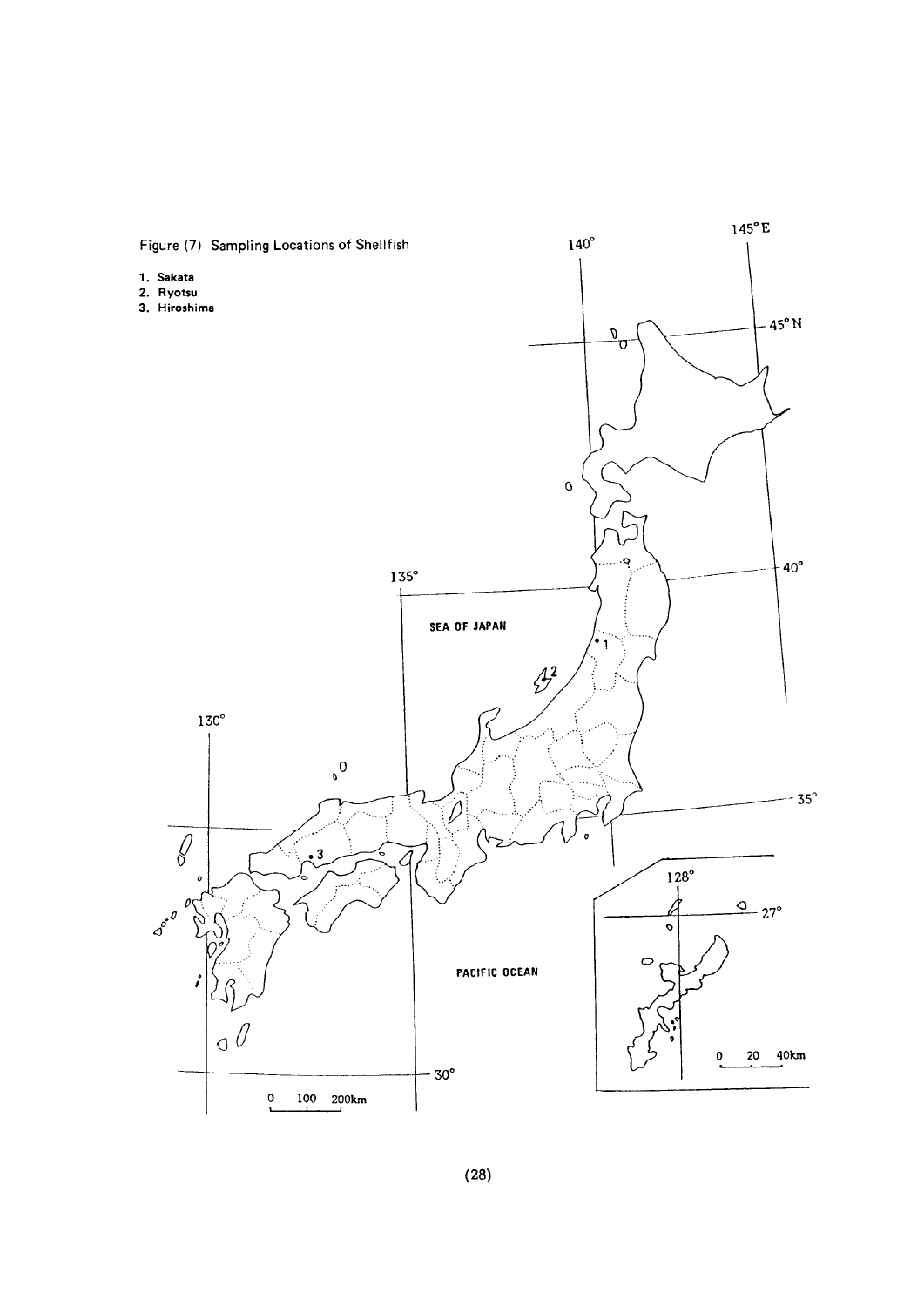Figure (7) Sampling Locations of Shellfish

1. Sakata
2. Ryotsu
3. Hiroshima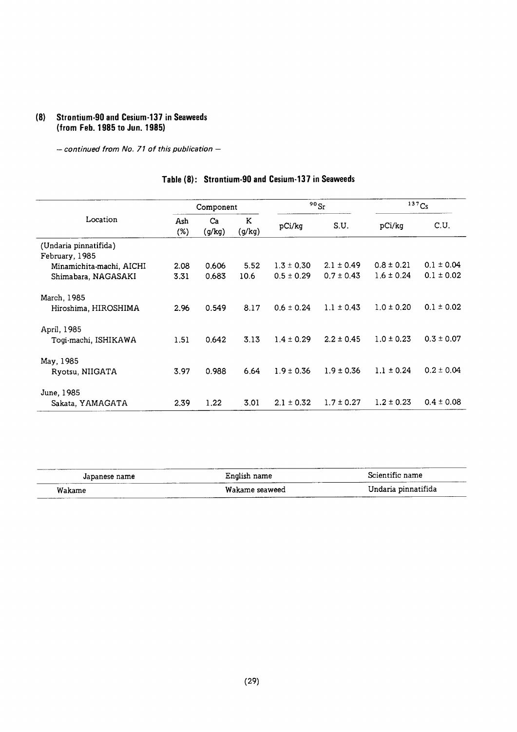## (8) Strontium-90 and Cesium-137 in Seaweeds (from Feb. 1985 to Jun. 1985)

*– continued from No. 71 of this publication –*

### Table (8): Strontium-90 and Cesium-137 in Seaweeds

| Location | Component | | | $^{90}Sr$ | | $^{137}Cs$ | |
|---|---|---|---|---|---|---|---|
| | Ash (%) | Ca (g/kg) | K (g/kg) | pCi/kg | S.U. | pCi/kg | C.U. |
| (Undaria pinnatifida) | | | | | | | |
| February, 1985 | | | | | | | |
| Minamichita-machi, AICHI | 2.08 | 0.606 | 5.52 | 1.3 ± 0.30 | 2.1 ± 0.49 | 0.8 ± 0.21 | 0.1 ± 0.04 |
| Shimabara, NAGASAKI | 3.31 | 0.683 | 10.6 | 0.5 ± 0.29 | 0.7 ± 0.43 | 1.6 ± 0.24 | 0.1 ± 0.02 |
| March, 1985 | | | | | | | |
| Hiroshima, HIROSHIMA | 2.96 | 0.549 | 8.17 | 0.6 ± 0.24 | 1.1 ± 0.43 | 1.0 ± 0.20 | 0.1 ± 0.02 |
| April, 1985 | | | | | | | |
| Togi-machi, ISHIKAWA | 1.51 | 0.642 | 3.13 | 1.4 ± 0.29 | 2.2 ± 0.45 | 1.0 ± 0.23 | 0.3 ± 0.07 |
| May, 1985 | | | | | | | |
| Ryotsu, NIIGATA | 3.97 | 0.988 | 6.64 | 1.9 ± 0.36 | 1.9 ± 0.36 | 1.1 ± 0.24 | 0.2 ± 0.04 |
| June, 1985 | | | | | | | |
| Sakata, YAMAGATA | 2.39 | 1.22 | 3.01 | 2.1 ± 0.32 | 1.7 ± 0.27 | 1.2 ± 0.23 | 0.4 ± 0.08 |

| Japanese name | English name | Scientific name |
|---|---|---|
| Wakame | Wakame seaweed | Undaria pinnatifida |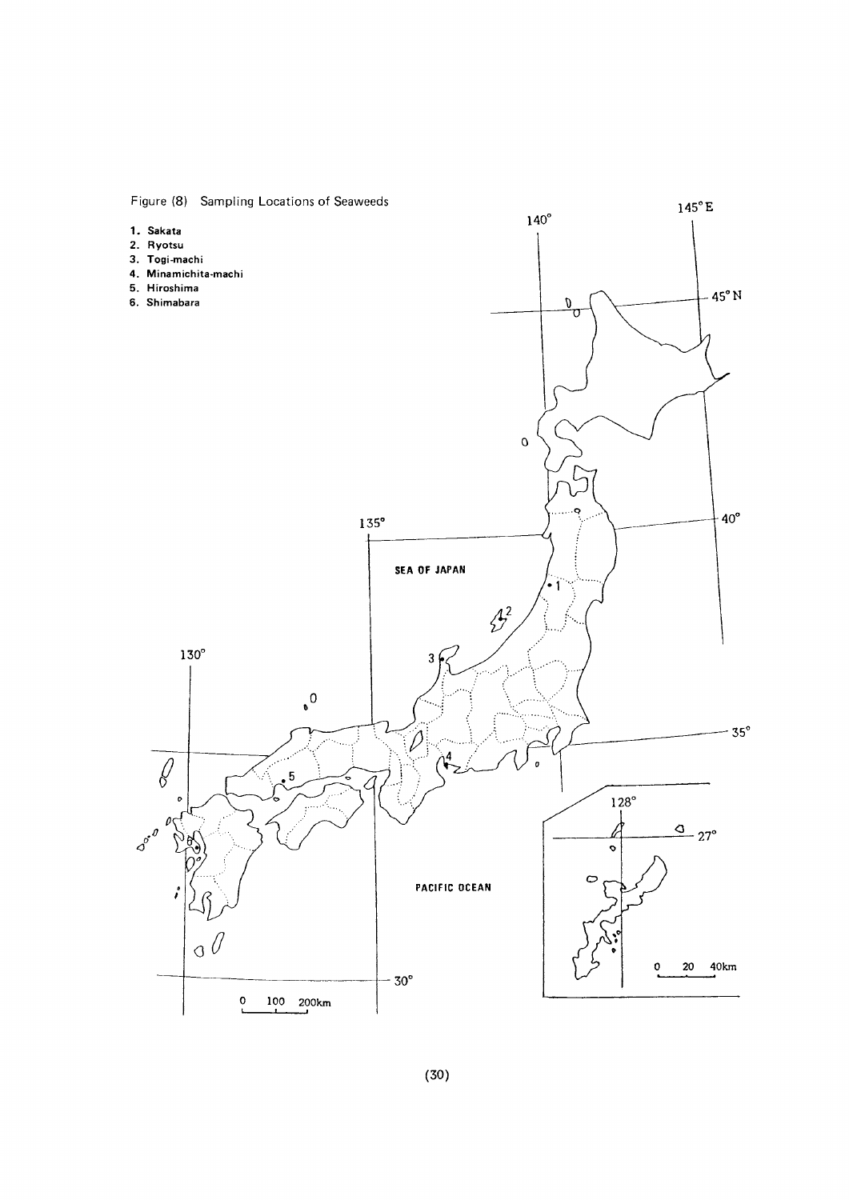Figure (8) Sampling Locations of Seaweeds

1. Sakata
2. Ryotsu
3. Togi-machi
4. Minamichita-machi
5. Hiroshima
6. Shimabara

145°E

140°

45°N

40°

135°

SEA OF JAPAN

130°

35°

128°

27°

PACIFIC OCEAN

0 20 40km

30°

0 100 200km